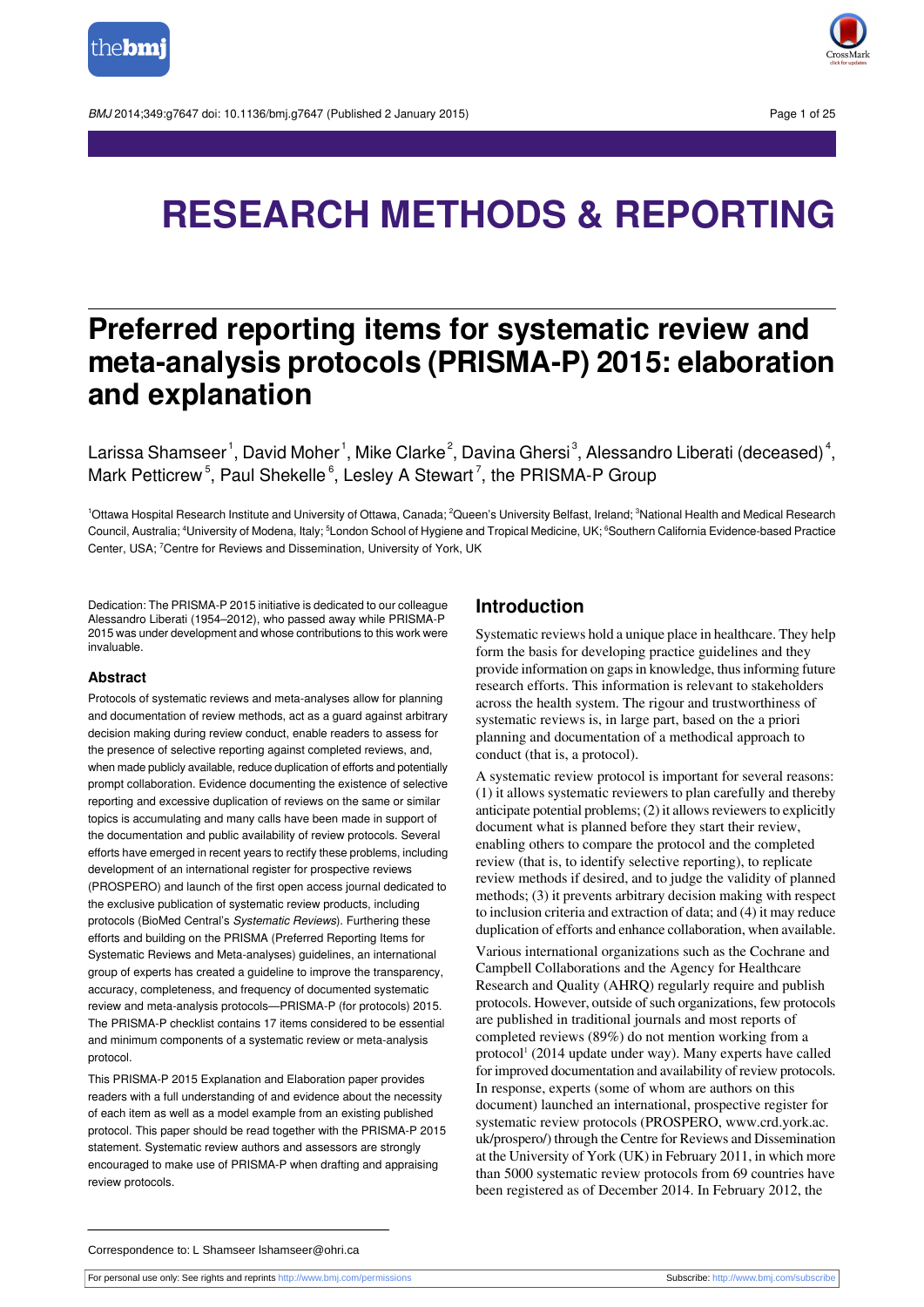# RESEARCH METHODS & REPORTING

## Preferred reporting items for systematic review and meta-analysis protocols (PRISMA-P) 2015: elaboration and explanation

Larissa Shamseer[1], David Moher[1], Mike Clarke[2], Davina Ghersi[3], Alessandro Liberati (deceased)[4], Mark Petticrew[5], Paul Shekelle[6], Lesley A Stewart[7], the PRISMA-P Group

[1]Ottawa Hospital Research Institute and University of Ottawa, Canada; [2]Queen's University Belfast, Ireland; [3]National Health and Medical Research Council, Australia; [4]University of Modena, Italy; [5]London School of Hygiene and Tropical Medicine, UK; [6]Southern California Evidence-based Practice Center, USA; [7]Centre for Reviews and Dissemination, University of York, UK

Dedication: The PRISMA-P 2015 initiative is dedicated to our colleague Alessandro Liberati (1954–2012), who passed away while PRISMA-P 2015 was under development and whose contributions to this work were invaluable.

### Abstract

Protocols of systematic reviews and meta-analyses allow for planning and documentation of review methods, act as a guard against arbitrary decision making during review conduct, enable readers to assess for the presence of selective reporting against completed reviews, and, when made publicly available, reduce duplication of efforts and potentially prompt collaboration. Evidence documenting the existence of selective reporting and excessive duplication of reviews on the same or similar topics is accumulating and many calls have been made in support of the documentation and public availability of review protocols. Several efforts have emerged in recent years to rectify these problems, including development of an international register for prospective reviews (PROSPERO) and launch of the first open access journal dedicated to the exclusive publication of systematic review products, including protocols (BioMed Central's *Systematic Reviews*). Furthering these efforts and building on the PRISMA (Preferred Reporting Items for Systematic Reviews and Meta-analyses) guidelines, an international group of experts has created a guideline to improve the transparency, accuracy, completeness, and frequency of documented systematic review and meta-analysis protocols—PRISMA-P (for protocols) 2015. The PRISMA-P checklist contains 17 items considered to be essential and minimum components of a systematic review or meta-analysis protocol.

This PRISMA-P 2015 Explanation and Elaboration paper provides readers with a full understanding of and evidence about the necessity of each item as well as a model example from an existing published protocol. This paper should be read together with the PRISMA-P 2015 statement. Systematic review authors and assessors are strongly encouraged to make use of PRISMA-P when drafting and appraising review protocols.

## Introduction

Systematic reviews hold a unique place in healthcare. They help form the basis for developing practice guidelines and they provide information on gaps in knowledge, thus informing future research efforts. This information is relevant to stakeholders across the health system. The rigour and trustworthiness of systematic reviews is, in large part, based on the a priori planning and documentation of a methodological approach to conduct (that is, a protocol).

A systematic review protocol is important for several reasons: (1) it allows systematic reviewers to plan carefully and thereby anticipate potential problems; (2) it allows reviewers to explicitly document what is planned before they start their review, enabling others to compare the protocol and the completed review (that is, to identify selective reporting), to replicate review methods if desired, and to judge the validity of planned methods; (3) it prevents arbitrary decision making with respect to inclusion criteria and extraction of data; and (4) it may reduce duplication of efforts and enhance collaboration, when available.

Various international organizations such as the Cochrane and Campbell Collaborations and the Agency for Healthcare Research and Quality (AHRQ) regularly require and publish protocols. However, outside of such organizations, few protocols are published in traditional journals and most reports of completed reviews (89%) do not mention working from a protocol[1] (2014 update under way). Many experts have called for improved documentation and availability of review protocols. In response, experts (some of whom are authors on this document) launched an international, prospective register for systematic review protocols (PROSPERO, www.crd.york.ac.uk/prospero/) through the Centre for Reviews and Dissemination at the University of York (UK) in February 2011, in which more than 5000 systematic review protocols from 69 countries have been registered as of December 2014. In February 2012, the

Correspondence to: L Shamseer lshamseer@ohri.ca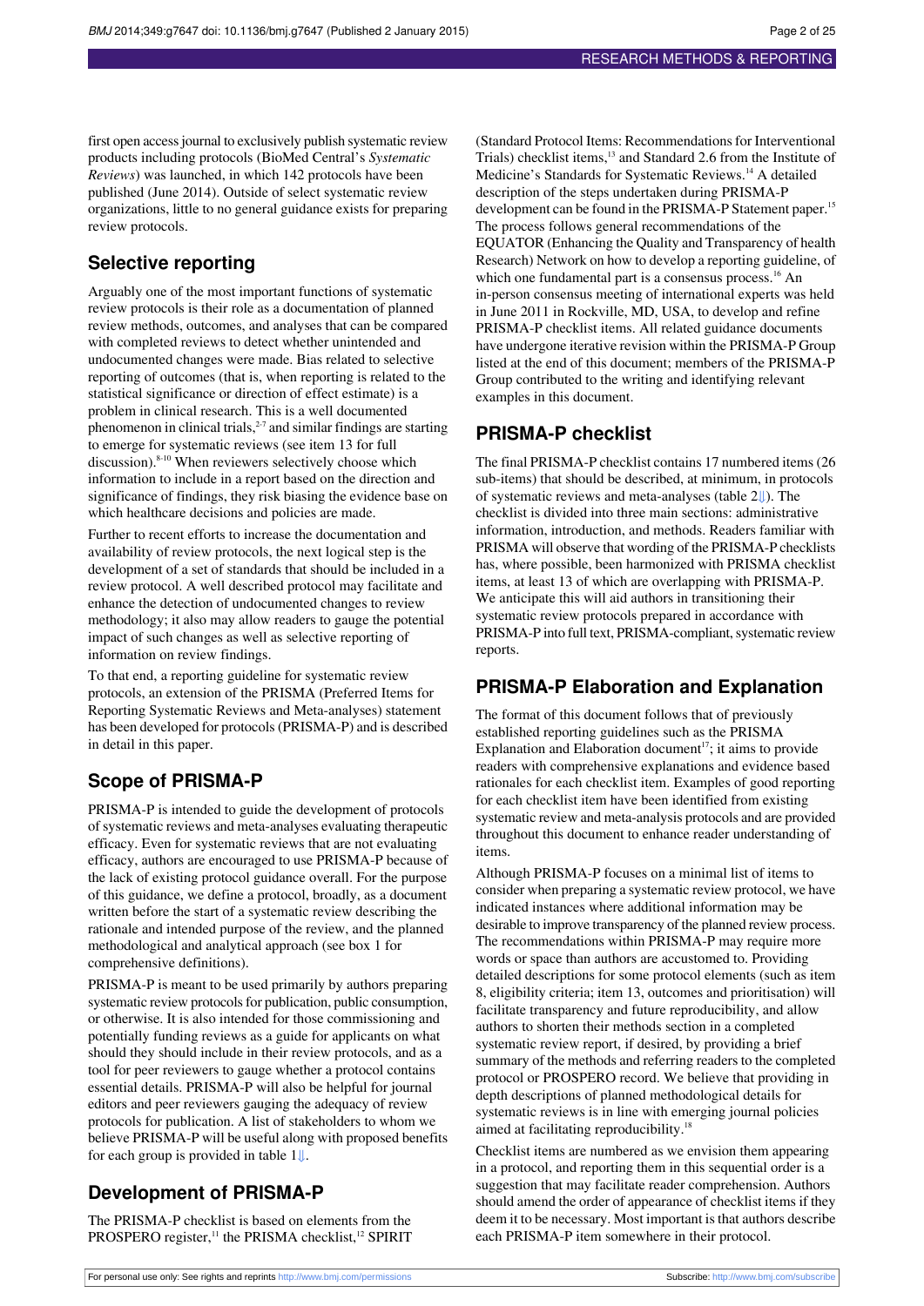first open access journal to exclusively publish systematic review products including protocols (BioMed Central's *Systematic Reviews*) was launched, in which 142 protocols have been published (June 2014). Outside of select systematic review organizations, little to no general guidance exists for preparing review protocols.

## Selective reporting

Arguably one of the most important functions of systematic review protocols is their role as a documentation of planned review methods, outcomes, and analyses that can be compared with completed reviews to detect whether unintended and undocumented changes were made. Bias related to selective reporting of outcomes (that is, when reporting is related to the statistical significance or direction of effect estimate) is a problem in clinical research. This is a well documented phenomenon in clinical trials,[2-7] and similar findings are starting to emerge for systematic reviews (see item 13 for full discussion).[8-10] When reviewers selectively choose which information to include in a report based on the direction and significance of findings, they risk biasing the evidence base on which healthcare decisions and policies are made.

Further to recent efforts to increase the documentation and availability of review protocols, the next logical step is the development of a set of standards that should be included in a review protocol. A well described protocol may facilitate and enhance the detection of undocumented changes to review methodology; it also may allow readers to gauge the potential impact of such changes as well as selective reporting of information on review findings.

To that end, a reporting guideline for systematic review protocols, an extension of the PRISMA (Preferred Items for Reporting Systematic Reviews and Meta-analyses) statement has been developed for protocols (PRISMA-P) and is described in detail in this paper.

## Scope of PRISMA-P

PRISMA-P is intended to guide the development of protocols of systematic reviews and meta-analyses evaluating therapeutic efficacy. Even for systematic reviews that are not evaluating efficacy, authors are encouraged to use PRISMA-P because of the lack of existing protocol guidance overall. For the purpose of this guidance, we define a protocol, broadly, as a document written before the start of a systematic review describing the rationale and intended purpose of the review, and the planned methodological and analytical approach (see box 1 for comprehensive definitions).

PRISMA-P is meant to be used primarily by authors preparing systematic review protocols for publication, public consumption, or otherwise. It is also intended for those commissioning and potentially funding reviews as a guide for applicants on what should they should include in their review protocols, and as a tool for peer reviewers to gauge whether a protocol contains essential details. PRISMA-P will also be helpful for journal editors and peer reviewers gauging the adequacy of review protocols for publication. A list of stakeholders to whom we believe PRISMA-P will be useful along with proposed benefits for each group is provided in table 1⇓.

## Development of PRISMA-P

The PRISMA-P checklist is based on elements from the PROSPERO register,[11] the PRISMA checklist,[12] SPIRIT (Standard Protocol Items: Recommendations for Interventional Trials) checklist items,[13] and Standard 2.6 from the Institute of Medicine's Standards for Systematic Reviews.[14] A detailed description of the steps undertaken during PRISMA-P development can be found in the PRISMA-P Statement paper.[15] The process follows general recommendations of the EQUATOR (Enhancing the Quality and Transparency of health Research) Network on how to develop a reporting guideline, of which one fundamental part is a consensus process.[16] An in-person consensus meeting of international experts was held in June 2011 in Rockville, MD, USA, to develop and refine PRISMA-P checklist items. All related guidance documents have undergone iterative revision within the PRISMA-P Group listed at the end of this document; members of the PRISMA-P Group contributed to the writing and identifying relevant examples in this document.

## PRISMA-P checklist

The final PRISMA-P checklist contains 17 numbered items (26 sub-items) that should be described, at minimum, in protocols of systematic reviews and meta-analyses (table 2⇓). The checklist is divided into three main sections: administrative information, introduction, and methods. Readers familiar with PRISMA will observe that wording of the PRISMA-P checklists has, where possible, been harmonized with PRISMA checklist items, at least 13 of which are overlapping with PRISMA-P. We anticipate this will aid authors in transitioning their systematic review protocols prepared in accordance with PRISMA-P into full text, PRISMA-compliant, systematic review reports.

## PRISMA-P Elaboration and Explanation

The format of this document follows that of previously established reporting guidelines such as the PRISMA Explanation and Elaboration document[17]; it aims to provide readers with comprehensive explanations and evidence based rationales for each checklist item. Examples of good reporting for each checklist item have been identified from existing systematic review and meta-analysis protocols and are provided throughout this document to enhance reader understanding of items.

Although PRISMA-P focuses on a minimal list of items to consider when preparing a systematic review protocol, we have indicated instances where additional information may be desirable to improve transparency of the planned review process. The recommendations within PRISMA-P may require more words or space than authors are accustomed to. Providing detailed descriptions for some protocol elements (such as item 8, eligibility criteria; item 13, outcomes and prioritisation) will facilitate transparency and future reproducibility, and allow authors to shorten their methods section in a completed systematic review report, if desired, by providing a brief summary of the methods and referring readers to the completed protocol or PROSPERO record. We believe that providing in depth descriptions of planned methodological details for systematic reviews is in line with emerging journal policies aimed at facilitating reproducibility.[18]

Checklist items are numbered as we envision them appearing in a protocol, and reporting them in this sequential order is a suggestion that may facilitate reader comprehension. Authors should amend the order of appearance of checklist items if they deem it to be necessary. Most important is that authors describe each PRISMA-P item somewhere in their protocol.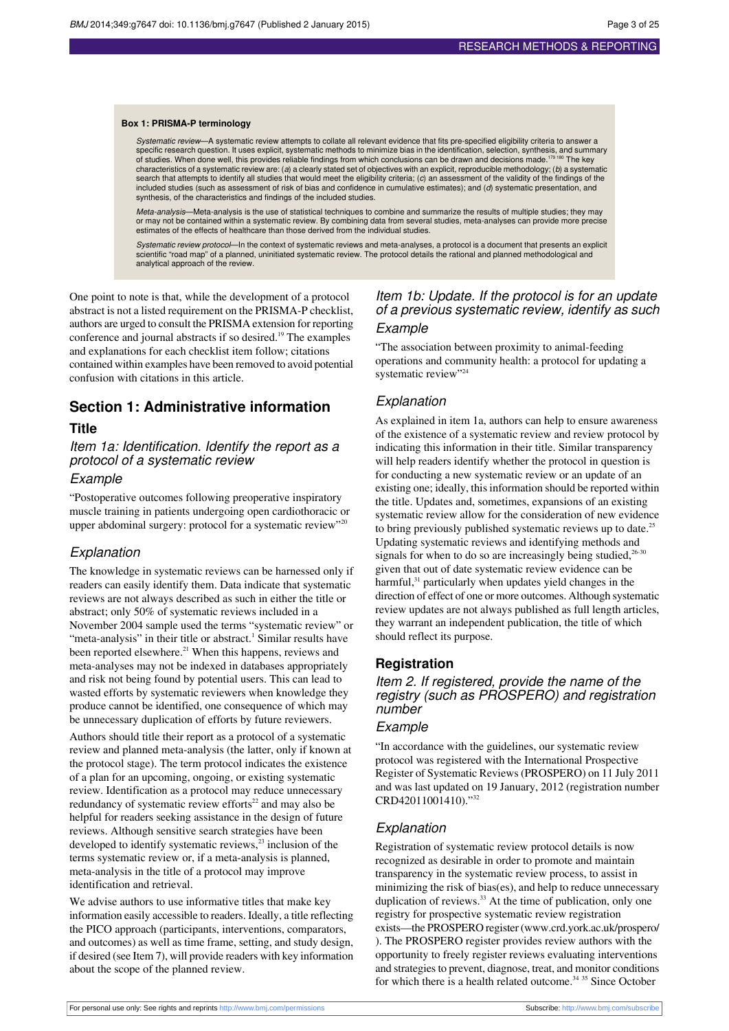**Box 1: PRISMA-P terminology**

*Systematic review*—A systematic review attempts to collate all relevant evidence that fits pre-specified eligibility criteria to answer a specific research question. It uses explicit, systematic methods to minimize bias in the identification, selection, synthesis, and summary of studies. When done well, this provides reliable findings from which conclusions can be drawn and decisions made.[179 180] The key characteristics of a systematic review are: (*a*) a clearly stated set of objectives with an explicit, reproducible methodology; (*b*) a systematic search that attempts to identify all studies that would meet the eligibility criteria; (*c*) an assessment of the validity of the findings of the included studies (such as assessment of risk of bias and confidence in cumulative estimates); and (*d*) systematic presentation, and synthesis, of the characteristics and findings of the included studies.

*Meta-analysis*—Meta-analysis is the use of statistical techniques to combine and summarize the results of multiple studies; they may or may not be contained within a systematic review. By combining data from several studies, meta-analyses can provide more precise estimates of the effects of healthcare than those derived from the individual studies.

*Systematic review protocol*—In the context of systematic reviews and meta-analyses, a protocol is a document that presents an explicit scientific "road map" of a planned, uninitiated systematic review. The protocol details the rational and planned methodological and analytical approach of the review.

One point to note is that, while the development of a protocol abstract is not a listed requirement on the PRISMA-P checklist, authors are urged to consult the PRISMA extension for reporting conference and journal abstracts if so desired.[19] The examples and explanations for each checklist item follow; citations contained within examples have been removed to avoid potential confusion with citations in this article.

## Section 1: Administrative information

### Title

#### *Item 1a: Identification. Identify the report as a protocol of a systematic review*

#### *Example*

"Postoperative outcomes following preoperative inspiratory muscle training in patients undergoing open cardiothoracic or upper abdominal surgery: protocol for a systematic review"[20]

#### *Explanation*

The knowledge in systematic reviews can be harnessed only if readers can easily identify them. Data indicate that systematic reviews are not always described as such in either the title or abstract; only 50% of systematic reviews included in a November 2004 sample used the terms "systematic review" or "meta-analysis" in their title or abstract.[1] Similar results have been reported elsewhere.[21] When this happens, reviews and meta-analyses may not be indexed in databases appropriately and risk not being found by potential users. This can lead to wasted efforts by systematic reviewers when knowledge they produce cannot be identified, one consequence of which may be unnecessary duplication of efforts by future reviewers.

Authors should title their report as a protocol of a systematic review and planned meta-analysis (the latter, only if known at the protocol stage). The term protocol indicates the existence of a plan for an upcoming, ongoing, or existing systematic review. Identification as a protocol may reduce unnecessary redundancy of systematic review efforts[22] and may also be helpful for readers seeking assistance in the design of future reviews. Although sensitive search strategies have been developed to identify systematic reviews,[23] inclusion of the terms systematic review or, if a meta-analysis is planned, meta-analysis in the title of a protocol may improve identification and retrieval.

We advise authors to use informative titles that make key information easily accessible to readers. Ideally, a title reflecting the PICO approach (participants, interventions, comparators, and outcomes) as well as time frame, setting, and study design, if desired (see Item 7), will provide readers with key information about the scope of the planned review.

#### *Item 1b: Update. If the protocol is for an update of a previous systematic review, identify as such*

#### *Example*

"The association between proximity to animal-feeding operations and community health: a protocol for updating a systematic review"[24]

#### *Explanation*

As explained in item 1a, authors can help to ensure awareness of the existence of a systematic review and review protocol by indicating this information in their title. Similar transparency will help readers identify whether the protocol in question is for conducting a new systematic review or an update of an existing one; ideally, this information should be reported within the title. Updates and, sometimes, expansions of an existing systematic review allow for the consideration of new evidence to bring previously published systematic reviews up to date.[25] Updating systematic reviews and identifying methods and signals for when to do so are increasingly being studied,[26-30] given that out of date systematic review evidence can be harmful,[31] particularly when updates yield changes in the direction of effect of one or more outcomes. Although systematic review updates are not always published as full length articles, they warrant an independent publication, the title of which should reflect its purpose.

### Registration

#### *Item 2. If registered, provide the name of the registry (such as PROSPERO) and registration number*

#### *Example*

"In accordance with the guidelines, our systematic review protocol was registered with the International Prospective Register of Systematic Reviews (PROSPERO) on 11 July 2011 and was last updated on 19 January, 2012 (registration number CRD42011001410)."[32]

#### *Explanation*

Registration of systematic review protocol details is now recognized as desirable in order to promote and maintain transparency in the systematic review process, to assist in minimizing the risk of bias(es), and help to reduce unnecessary duplication of reviews.[33] At the time of publication, only one registry for prospective systematic review registration exists—the PROSPERO register (www.crd.york.ac.uk/prospero/). The PROSPERO register provides review authors with the opportunity to freely register reviews evaluating interventions and strategies to prevent, diagnose, treat, and monitor conditions for which there is a health related outcome.[34 35] Since October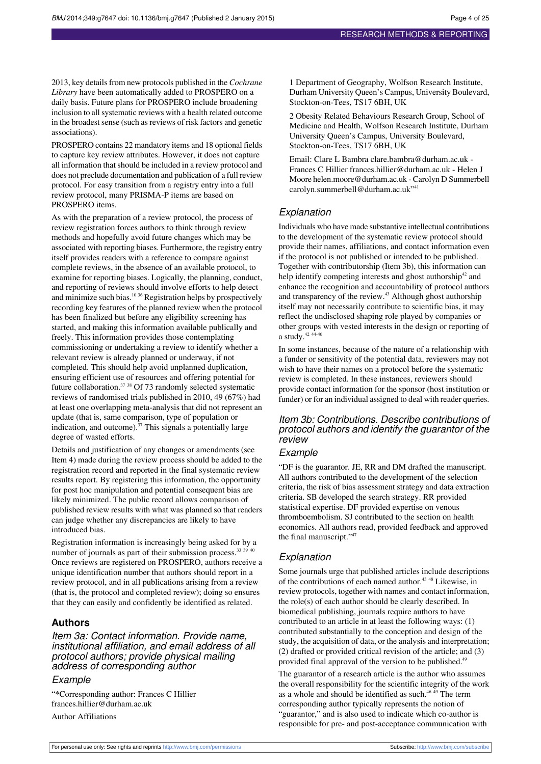2013, key details from new protocols published in the *Cochrane Library* have been automatically added to PROSPERO on a daily basis. Future plans for PROSPERO include broadening inclusion to all systematic reviews with a health related outcome in the broadest sense (such as reviews of risk factors and genetic associations).

PROSPERO contains 22 mandatory items and 18 optional fields to capture key review attributes. However, it does not capture all information that should be included in a review protocol and does not preclude documentation and publication of a full review protocol. For easy transition from a registry entry into a full review protocol, many PRISMA-P items are based on PROSPERO items.

As with the preparation of a review protocol, the process of review registration forces authors to think through review methods and hopefully avoid future changes which may be associated with reporting biases. Furthermore, the registry entry itself provides readers with a reference to compare against complete reviews, in the absence of an available protocol, to examine for reporting biases. Logically, the planning, conduct, and reporting of reviews should involve efforts to help detect and minimize such bias.[10 36] Registration helps by prospectively recording key features of the planned review when the protocol has been finalized but before any eligibility screening has started, and making this information available publically and freely. This information provides those contemplating commissioning or undertaking a review to identify whether a relevant review is already planned or underway, if not completed. This should help avoid unplanned duplication, ensuring efficient use of resources and offering potential for future collaboration.[37 38] Of 73 randomly selected systematic reviews of randomised trials published in 2010, 49 (67%) had at least one overlapping meta-analysis that did not represent an update (that is, same comparison, type of population or indication, and outcome).[37] This signals a potentially large degree of wasted efforts.

Details and justification of any changes or amendments (see Item 4) made during the review process should be added to the registration record and reported in the final systematic review results report. By registering this information, the opportunity for post hoc manipulation and potential consequent bias are likely minimized. The public record allows comparison of published review results with what was planned so that readers can judge whether any discrepancies are likely to have introduced bias.

Registration information is increasingly being asked for by a number of journals as part of their submission process.[33 39 40] Once reviews are registered on PROSPERO, authors receive a unique identification number that authors should report in a review protocol, and in all publications arising from a review (that is, the protocol and completed review); doing so ensures that they can easily and confidently be identified as related.

## Authors

### *Item 3a: Contact information. Provide name, institutional affiliation, and email address of all protocol authors; provide physical mailing address of corresponding author*

#### *Example*

"*Corresponding author: Frances C Hillier frances.hillier@durham.ac.uk

Author Affiliations

1 Department of Geography, Wolfson Research Institute, Durham University Queen's Campus, University Boulevard, Stockton-on-Tees, TS17 6BH, UK

2 Obesity Related Behaviours Research Group, School of Medicine and Health, Wolfson Research Institute, Durham University Queen's Campus, University Boulevard, Stockton-on-Tees, TS17 6BH, UK

Email: Clare L Bambra clare.bambra@durham.ac.uk - Frances C Hillier frances.hillier@durham.ac.uk - Helen J Moore helen.moore@durham.ac.uk - Carolyn D Summerbell carolyn.summerbell@durham.ac.uk"[41]

#### *Explanation*

Individuals who have made substantive intellectual contributions to the development of the systematic review protocol should provide their names, affiliations, and contact information even if the protocol is not published or intended to be published. Together with contributorship (Item 3b), this information can help identify competing interests and ghost authorship[42] and enhance the recognition and accountability of protocol authors and transparency of the review.[43] Although ghost authorship itself may not necessarily contribute to scientific bias, it may reflect the undisclosed shaping role played by companies or other groups with vested interests in the design or reporting of a study.[42 44-46]

In some instances, because of the nature of a relationship with a funder or sensitivity of the potential data, reviewers may not wish to have their names on a protocol before the systematic review is completed. In these instances, reviewers should provide contact information for the sponsor (host institution or funder) or for an individual assigned to deal with reader queries.

### *Item 3b: Contributions. Describe contributions of protocol authors and identify the guarantor of the review*

#### *Example*

"DF is the guarantor. JE, RR and DM drafted the manuscript. All authors contributed to the development of the selection criteria, the risk of bias assessment strategy and data extraction criteria. SB developed the search strategy. RR provided statistical expertise. DF provided expertise on venous thromboembolism. SJ contributed to the section on health economics. All authors read, provided feedback and approved the final manuscript."[47]

#### *Explanation*

Some journals urge that published articles include descriptions of the contributions of each named author.[43 48] Likewise, in review protocols, together with names and contact information, the role(s) of each author should be clearly described. In biomedical publishing, journals require authors to have contributed to an article in at least the following ways: (1) contributed substantially to the conception and design of the study, the acquisition of data, or the analysis and interpretation; (2) drafted or provided critical revision of the article; and (3) provided final approval of the version to be published.[49]

The guarantor of a research article is the author who assumes the overall responsibility for the scientific integrity of the work as a whole and should be identified as such.[46 49] The term corresponding author typically represents the notion of "guarantor," and is also used to indicate which co-author is responsible for pre- and post-acceptance communication with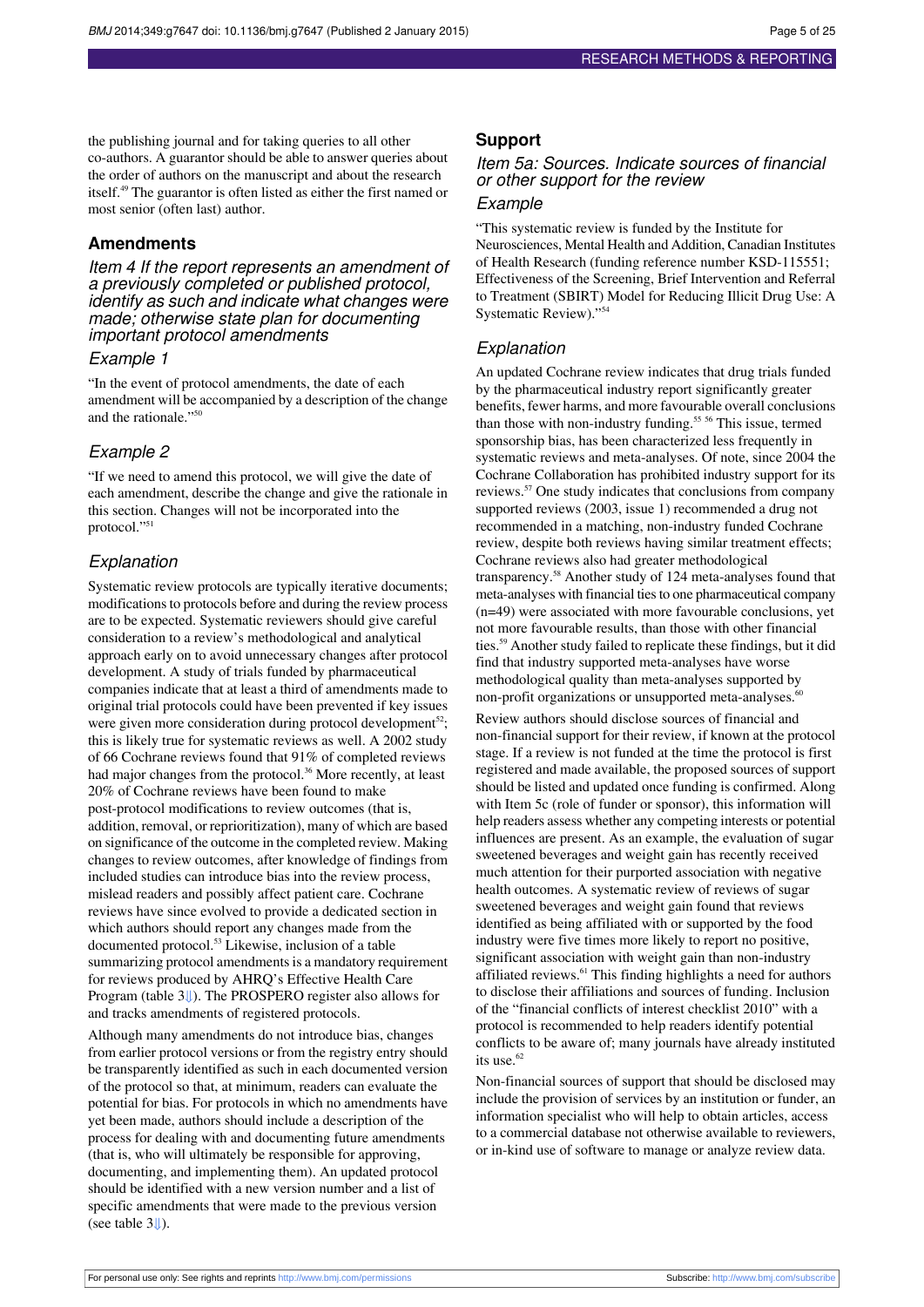the publishing journal and for taking queries to all other co-authors. A guarantor should be able to answer queries about the order of authors on the manuscript and about the research itself.[49] The guarantor is often listed as either the first named or most senior (often last) author.

## Amendments

### *Item 4 If the report represents an amendment of a previously completed or published protocol, identify as such and indicate what changes were made; otherwise state plan for documenting important protocol amendments*

#### *Example 1*

"In the event of protocol amendments, the date of each amendment will be accompanied by a description of the change and the rationale."[50]

#### *Example 2*

"If we need to amend this protocol, we will give the date of each amendment, describe the change and give the rationale in this section. Changes will not be incorporated into the protocol."[51]

#### *Explanation*

Systematic review protocols are typically iterative documents; modifications to protocols before and during the review process are to be expected. Systematic reviewers should give careful consideration to a review's methodological and analytical approach early on to avoid unnecessary changes after protocol development. A study of trials funded by pharmaceutical companies indicate that at least a third of amendments made to original trial protocols could have been prevented if key issues were given more consideration during protocol development[52]; this is likely true for systematic reviews as well. A 2002 study of 66 Cochrane reviews found that 91% of completed reviews had major changes from the protocol.[36] More recently, at least 20% of Cochrane reviews have been found to make post-protocol modifications to review outcomes (that is, addition, removal, or reprioritization), many of which are based on significance of the outcome in the completed review. Making changes to review outcomes, after knowledge of findings from included studies can introduce bias into the review process, mislead readers and possibly affect patient care. Cochrane reviews have since evolved to provide a dedicated section in which authors should report any changes made from the documented protocol.[53] Likewise, inclusion of a table summarizing protocol amendments is a mandatory requirement for reviews produced by AHRQ's Effective Health Care Program (table 3). The PROSPERO register also allows for and tracks amendments of registered protocols.

Although many amendments do not introduce bias, changes from earlier protocol versions or from the registry entry should be transparently identified as such in each documented version of the protocol so that, at minimum, readers can evaluate the potential for bias. For protocols in which no amendments have yet been made, authors should include a description of the process for dealing with and documenting future amendments (that is, who will ultimately be responsible for approving, documenting, and implementing them). An updated protocol should be identified with a new version number and a list of specific amendments that were made to the previous version (see table 3).

## Support

### *Item 5a: Sources. Indicate sources of financial or other support for the review*

#### *Example*

"This systematic review is funded by the Institute for Neurosciences, Mental Health and Addition, Canadian Institutes of Health Research (funding reference number KSD-115551; Effectiveness of the Screening, Brief Intervention and Referral to Treatment (SBIRT) Model for Reducing Illicit Drug Use: A Systematic Review)."[54]

#### *Explanation*

An updated Cochrane review indicates that drug trials funded by the pharmaceutical industry report significantly greater benefits, fewer harms, and more favourable overall conclusions than those with non-industry funding.[55 56] This issue, termed sponsorship bias, has been characterized less frequently in systematic reviews and meta-analyses. Of note, since 2004 the Cochrane Collaboration has prohibited industry support for its reviews.[57] One study indicates that conclusions from company supported reviews (2003, issue 1) recommended a drug not recommended in a matching, non-industry funded Cochrane review, despite both reviews having similar treatment effects; Cochrane reviews also had greater methodological transparency.[58] Another study of 124 meta-analyses found that meta-analyses with financial ties to one pharmaceutical company (n=49) were associated with more favourable conclusions, yet not more favourable results, than those with other financial ties.[59] Another study failed to replicate these findings, but it did find that industry supported meta-analyses have worse methodological quality than meta-analyses supported by non-profit organizations or unsupported meta-analyses.[60]

Review authors should disclose sources of financial and non-financial support for their review, if known at the protocol stage. If a review is not funded at the time the protocol is first registered and made available, the proposed sources of support should be listed and updated once funding is confirmed. Along with Item 5c (role of funder or sponsor), this information will help readers assess whether any competing interests or potential influences are present. As an example, the evaluation of sugar sweetened beverages and weight gain has recently received much attention for their purported association with negative health outcomes. A systematic review of reviews of sugar sweetened beverages and weight gain found that reviews identified as being affiliated with or supported by the food industry were five times more likely to report no positive, significant association with weight gain than non-industry affiliated reviews.[61] This finding highlights a need for authors to disclose their affiliations and sources of funding. Inclusion of the "financial conflicts of interest checklist 2010" with a protocol is recommended to help readers identify potential conflicts to be aware of; many journals have already instituted its use.[62]

Non-financial sources of support that should be disclosed may include the provision of services by an institution or funder, an information specialist who will help to obtain articles, access to a commercial database not otherwise available to reviewers, or in-kind use of software to manage or analyze review data.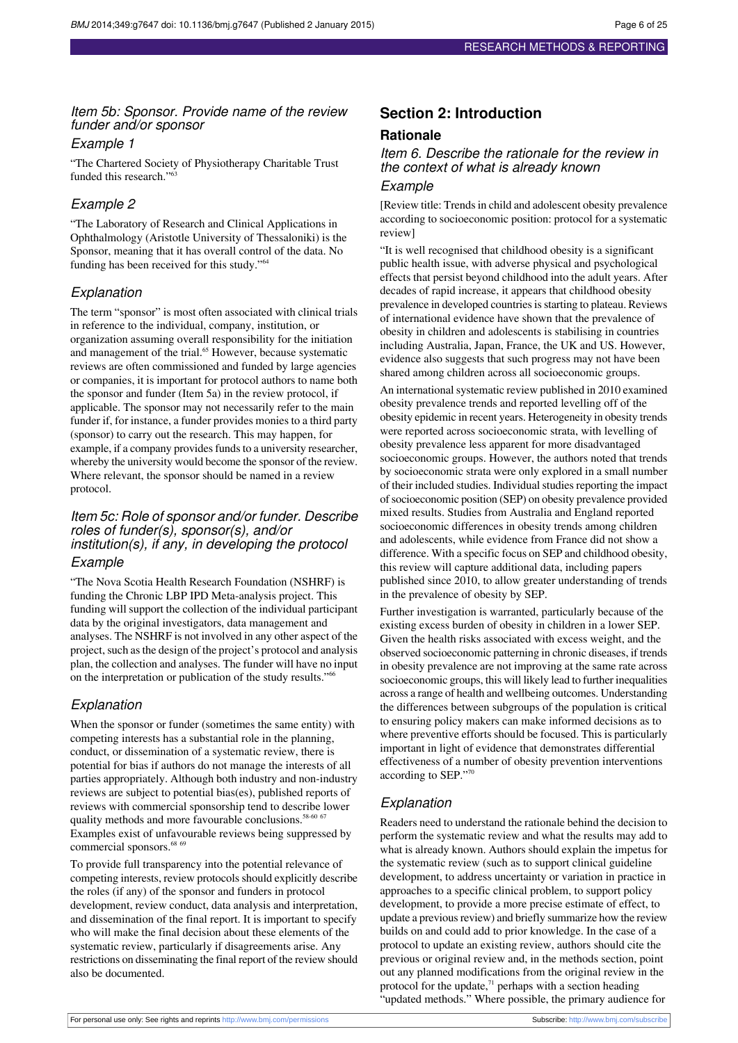### Item 5b: Sponsor. Provide name of the review funder and/or sponsor

#### Example 1

"The Chartered Society of Physiotherapy Charitable Trust funded this research."[63]

#### Example 2

"The Laboratory of Research and Clinical Applications in Ophthalmology (Aristotle University of Thessaloniki) is the Sponsor, meaning that it has overall control of the data. No funding has been received for this study."[64]

#### Explanation

The term "sponsor" is most often associated with clinical trials in reference to the individual, company, institution, or organization assuming overall responsibility for the initiation and management of the trial.[65] However, because systematic reviews are often commissioned and funded by large agencies or companies, it is important for protocol authors to name both the sponsor and funder (Item 5a) in the review protocol, if applicable. The sponsor may not necessarily refer to the main funder if, for instance, a funder provides monies to a third party (sponsor) to carry out the research. This may happen, for example, if a company provides funds to a university researcher, whereby the university would become the sponsor of the review. Where relevant, the sponsor should be named in a review protocol.

### Item 5c: Role of sponsor and/or funder. Describe roles of funder(s), sponsor(s), and/or institution(s), if any, in developing the protocol

#### Example

"The Nova Scotia Health Research Foundation (NSHRF) is funding the Chronic LBP IPD Meta-analysis project. This funding will support the collection of the individual participant data by the original investigators, data management and analyses. The NSHRF is not involved in any other aspect of the project, such as the design of the project's protocol and analysis plan, the collection and analyses. The funder will have no input on the interpretation or publication of the study results."[66]

#### Explanation

When the sponsor or funder (sometimes the same entity) with competing interests has a substantial role in the planning, conduct, or dissemination of a systematic review, there is potential for bias if authors do not manage the interests of all parties appropriately. Although both industry and non-industry reviews are subject to potential bias(es), published reports of reviews with commercial sponsorship tend to describe lower quality methods and more favourable conclusions.[58-60 67] Examples exist of unfavourable reviews being suppressed by commercial sponsors.[68 69]

To provide full transparency into the potential relevance of competing interests, review protocols should explicitly describe the roles (if any) of the sponsor and funders in protocol development, review conduct, data analysis and interpretation, and dissemination of the final report. It is important to specify who will make the final decision about these elements of the systematic review, particularly if disagreements arise. Any restrictions on disseminating the final report of the review should also be documented.

## Section 2: Introduction

### Rationale

### Item 6. Describe the rationale for the review in the context of what is already known

#### Example

[Review title: Trends in child and adolescent obesity prevalence according to socioeconomic position: protocol for a systematic review]

"It is well recognised that childhood obesity is a significant public health issue, with adverse physical and psychological effects that persist beyond childhood into the adult years. After decades of rapid increase, it appears that childhood obesity prevalence in developed countries is starting to plateau. Reviews of international evidence have shown that the prevalence of obesity in children and adolescents is stabilising in countries including Australia, Japan, France, the UK and US. However, evidence also suggests that such progress may not have been shared among children across all socioeconomic groups.

An international systematic review published in 2010 examined obesity prevalence trends and reported levelling off of the obesity epidemic in recent years. Heterogeneity in obesity trends were reported across socioeconomic strata, with levelling of obesity prevalence less apparent for more disadvantaged socioeconomic groups. However, the authors noted that trends by socioeconomic strata were only explored in a small number of their included studies. Individual studies reporting the impact of socioeconomic position (SEP) on obesity prevalence provided mixed results. Studies from Australia and England reported socioeconomic differences in obesity trends among children and adolescents, while evidence from France did not show a difference. With a specific focus on SEP and childhood obesity, this review will capture additional data, including papers published since 2010, to allow greater understanding of trends in the prevalence of obesity by SEP.

Further investigation is warranted, particularly because of the existing excess burden of obesity in children in a lower SEP. Given the health risks associated with excess weight, and the observed socioeconomic patterning in chronic diseases, if trends in obesity prevalence are not improving at the same rate across socioeconomic groups, this will likely lead to further inequalities across a range of health and wellbeing outcomes. Understanding the differences between subgroups of the population is critical to ensuring policy makers can make informed decisions as to where preventive efforts should be focused. This is particularly important in light of evidence that demonstrates differential effectiveness of a number of obesity prevention interventions according to SEP."[70]

#### Explanation

Readers need to understand the rationale behind the decision to perform the systematic review and what the results may add to what is already known. Authors should explain the impetus for the systematic review (such as to support clinical guideline development, to address uncertainty or variation in practice in approaches to a specific clinical problem, to support policy development, to provide a more precise estimate of effect, to update a previous review) and briefly summarize how the review builds on and could add to prior knowledge. In the case of a protocol to update an existing review, authors should cite the previous or original review and, in the methods section, point out any planned modifications from the original review in the protocol for the update,[71] perhaps with a section heading "updated methods." Where possible, the primary audience for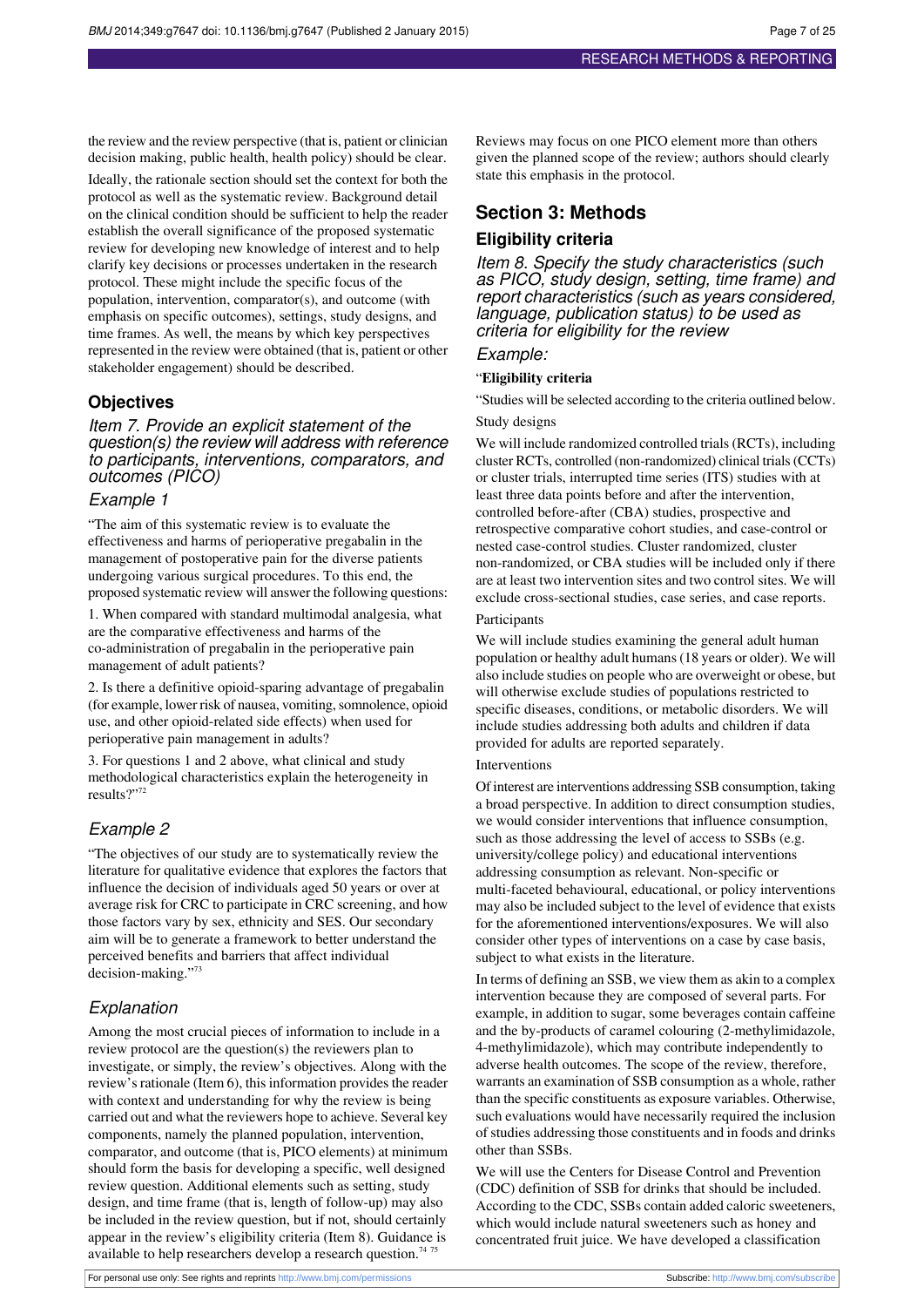the review and the review perspective (that is, patient or clinician decision making, public health, health policy) should be clear.

Ideally, the rationale section should set the context for both the protocol as well as the systematic review. Background detail on the clinical condition should be sufficient to help the reader establish the overall significance of the proposed systematic review for developing new knowledge of interest and to help clarify key decisions or processes undertaken in the research protocol. These might include the specific focus of the population, intervention, comparator(s), and outcome (with emphasis on specific outcomes), settings, study designs, and time frames. As well, the means by which key perspectives represented in the review were obtained (that is, patient or other stakeholder engagement) should be described.

## Objectives

### *Item 7. Provide an explicit statement of the question(s) the review will address with reference to participants, interventions, comparators, and outcomes (PICO)*

#### *Example 1*

"The aim of this systematic review is to evaluate the effectiveness and harms of perioperative pregabalin in the management of postoperative pain for the diverse patients undergoing various surgical procedures. To this end, the proposed systematic review will answer the following questions:

1. When compared with standard multimodal analgesia, what are the comparative effectiveness and harms of the co-administration of pregabalin in the perioperative pain management of adult patients?

2. Is there a definitive opioid-sparing advantage of pregabalin (for example, lower risk of nausea, vomiting, somnolence, opioid use, and other opioid-related side effects) when used for perioperative pain management in adults?

3. For questions 1 and 2 above, what clinical and study methodological characteristics explain the heterogeneity in results?"[72]

#### *Example 2*

"The objectives of our study are to systematically review the literature for qualitative evidence that explores the factors that influence the decision of individuals aged 50 years or over at average risk for CRC to participate in CRC screening, and how those factors vary by sex, ethnicity and SES. Our secondary aim will be to generate a framework to better understand the perceived benefits and barriers that affect individual decision-making."[73]

#### *Explanation*

Among the most crucial pieces of information to include in a review protocol are the question(s) the reviewers plan to investigate, or simply, the review's objectives. Along with the review's rationale (Item 6), this information provides the reader with context and understanding for why the review is being carried out and what the reviewers hope to achieve. Several key components, namely the planned population, intervention, comparator, and outcome (that is, PICO elements) at minimum should form the basis for developing a specific, well designed review question. Additional elements such as setting, study design, and time frame (that is, length of follow-up) may also be included in the review question, but if not, should certainly appear in the review's eligibility criteria (Item 8). Guidance is available to help researchers develop a research question.[74,75]

Reviews may focus on one PICO element more than others given the planned scope of the review; authors should clearly state this emphasis in the protocol.

## Section 3: Methods

## Eligibility criteria

### *Item 8. Specify the study characteristics (such as PICO, study design, setting, time frame) and report characteristics (such as years considered, language, publication status) to be used as criteria for eligibility for the review*

#### *Example:*

"**Eligibility criteria**

"Studies will be selected according to the criteria outlined below.

Study designs

We will include randomized controlled trials (RCTs), including cluster RCTs, controlled (non-randomized) clinical trials (CCTs) or cluster trials, interrupted time series (ITS) studies with at least three data points before and after the intervention, controlled before-after (CBA) studies, prospective and retrospective comparative cohort studies, and case-control or nested case-control studies. Cluster randomized, cluster non-randomized, or CBA studies will be included only if there are at least two intervention sites and two control sites. We will exclude cross-sectional studies, case series, and case reports.

Participants

We will include studies examining the general adult human population or healthy adult humans (18 years or older). We will also include studies on people who are overweight or obese, but will otherwise exclude studies of populations restricted to specific diseases, conditions, or metabolic disorders. We will include studies addressing both adults and children if data provided for adults are reported separately.

Interventions

Of interest are interventions addressing SSB consumption, taking a broad perspective. In addition to direct consumption studies, we would consider interventions that influence consumption, such as those addressing the level of access to SSBs (e.g. university/college policy) and educational interventions addressing consumption as relevant. Non-specific or multi-faceted behavioural, educational, or policy interventions may also be included subject to the level of evidence that exists for the aforementioned interventions/exposures. We will also consider other types of interventions on a case by case basis, subject to what exists in the literature.

In terms of defining an SSB, we view them as akin to a complex intervention because they are composed of several parts. For example, in addition to sugar, some beverages contain caffeine and the by-products of caramel colouring (2-methylimidazole, 4-methylimidazole), which may contribute independently to adverse health outcomes. The scope of the review, therefore, warrants an examination of SSB consumption as a whole, rather than the specific constituents as exposure variables. Otherwise, such evaluations would have necessarily required the inclusion of studies addressing those constituents and in foods and drinks other than SSBs.

We will use the Centers for Disease Control and Prevention (CDC) definition of SSB for drinks that should be included. According to the CDC, SSBs contain added caloric sweeteners, which would include natural sweeteners such as honey and concentrated fruit juice. We have developed a classification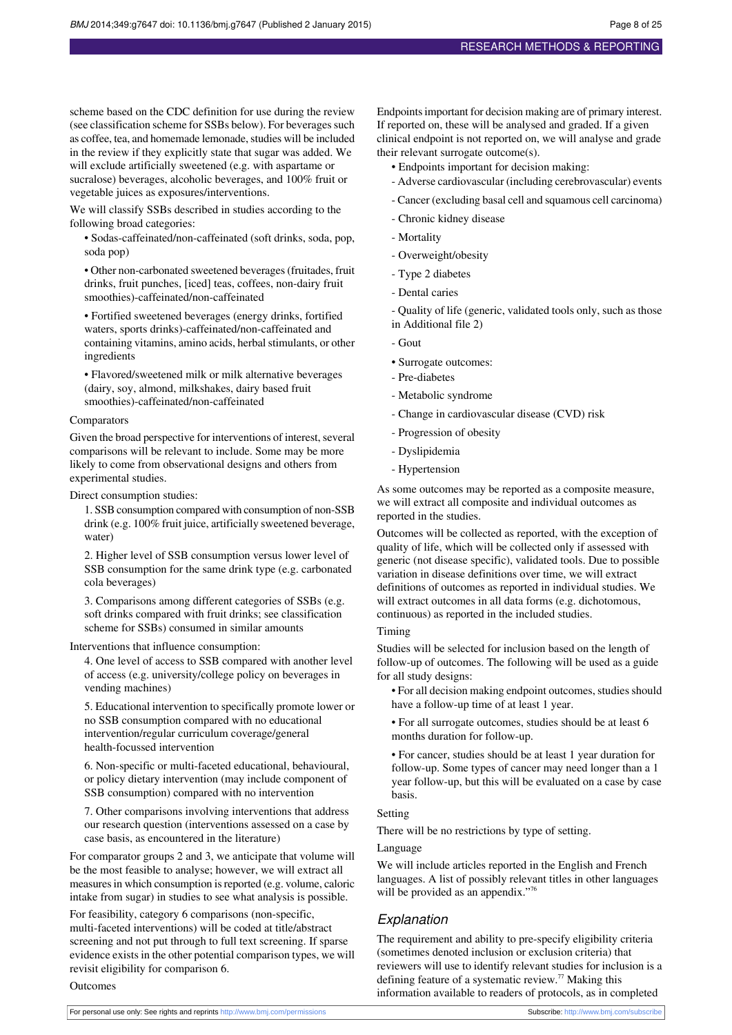scheme based on the CDC definition for use during the review (see classification scheme for SSBs below). For beverages such as coffee, tea, and homemade lemonade, studies will be included in the review if they explicitly state that sugar was added. We will exclude artificially sweetened (e.g. with aspartame or sucralose) beverages, alcoholic beverages, and 100% fruit or vegetable juices as exposures/interventions.

We will classify SSBs described in studies according to the following broad categories:

• Sodas-caffeinated/non-caffeinated (soft drinks, soda, pop, soda pop)

• Other non-carbonated sweetened beverages (fruitades, fruit drinks, fruit punches, [iced] teas, coffees, non-dairy fruit smoothies)-caffeinated/non-caffeinated

• Fortified sweetened beverages (energy drinks, fortified waters, sports drinks)-caffeinated/non-caffeinated and containing vitamins, amino acids, herbal stimulants, or other ingredients

• Flavored/sweetened milk or milk alternative beverages (dairy, soy, almond, milkshakes, dairy based fruit smoothies)-caffeinated/non-caffeinated

Comparators

Given the broad perspective for interventions of interest, several comparisons will be relevant to include. Some may be more likely to come from observational designs and others from experimental studies.

Direct consumption studies:

1. SSB consumption compared with consumption of non-SSB drink (e.g. 100% fruit juice, artificially sweetened beverage, water)

2. Higher level of SSB consumption versus lower level of SSB consumption for the same drink type (e.g. carbonated cola beverages)

3. Comparisons among different categories of SSBs (e.g. soft drinks compared with fruit drinks; see classification scheme for SSBs) consumed in similar amounts

Interventions that influence consumption:

4. One level of access to SSB compared with another level of access (e.g. university/college policy on beverages in vending machines)

5. Educational intervention to specifically promote lower or no SSB consumption compared with no educational intervention/regular curriculum coverage/general health-focussed intervention

6. Non-specific or multi-faceted educational, behavioural, or policy dietary intervention (may include component of SSB consumption) compared with no intervention

7. Other comparisons involving interventions that address our research question (interventions assessed on a case by case basis, as encountered in the literature)

For comparator groups 2 and 3, we anticipate that volume will be the most feasible to analyse; however, we will extract all measures in which consumption is reported (e.g. volume, caloric intake from sugar) in studies to see what analysis is possible.

For feasibility, category 6 comparisons (non-specific, multi-faceted interventions) will be coded at title/abstract screening and not put through to full text screening. If sparse evidence exists in the other potential comparison types, we will revisit eligibility for comparison 6.

Outcomes

Endpoints important for decision making are of primary interest. If reported on, these will be analysed and graded. If a given clinical endpoint is not reported on, we will analyse and grade their relevant surrogate outcome(s).

• Endpoints important for decision making:

- Adverse cardiovascular (including cerebrovascular) events
- Cancer (excluding basal cell and squamous cell carcinoma)
- Chronic kidney disease
- Mortality
- Overweight/obesity
- Type 2 diabetes
- Dental caries
- Quality of life (generic, validated tools only, such as those in Additional file 2)
- Gout

• Surrogate outcomes:

- Pre-diabetes
- Metabolic syndrome
- Change in cardiovascular disease (CVD) risk
- Progression of obesity
- Dyslipidemia
- Hypertension

As some outcomes may be reported as a composite measure, we will extract all composite and individual outcomes as reported in the studies.

Outcomes will be collected as reported, with the exception of quality of life, which will be collected only if assessed with generic (not disease specific), validated tools. Due to possible variation in disease definitions over time, we will extract definitions of outcomes as reported in individual studies. We will extract outcomes in all data forms (e.g. dichotomous, continuous) as reported in the included studies.

Timing

Studies will be selected for inclusion based on the length of follow-up of outcomes. The following will be used as a guide for all study designs:

• For all decision making endpoint outcomes, studies should have a follow-up time of at least 1 year.

• For all surrogate outcomes, studies should be at least 6 months duration for follow-up.

• For cancer, studies should be at least 1 year duration for follow-up. Some types of cancer may need longer than a 1 year follow-up, but this will be evaluated on a case by case basis.

Setting

There will be no restrictions by type of setting.

Language

We will include articles reported in the English and French languages. A list of possibly relevant titles in other languages will be provided as an appendix."[76]

## *Explanation*

The requirement and ability to pre-specify eligibility criteria (sometimes denoted inclusion or exclusion criteria) that reviewers will use to identify relevant studies for inclusion is a defining feature of a systematic review.[77] Making this information available to readers of protocols, as in completed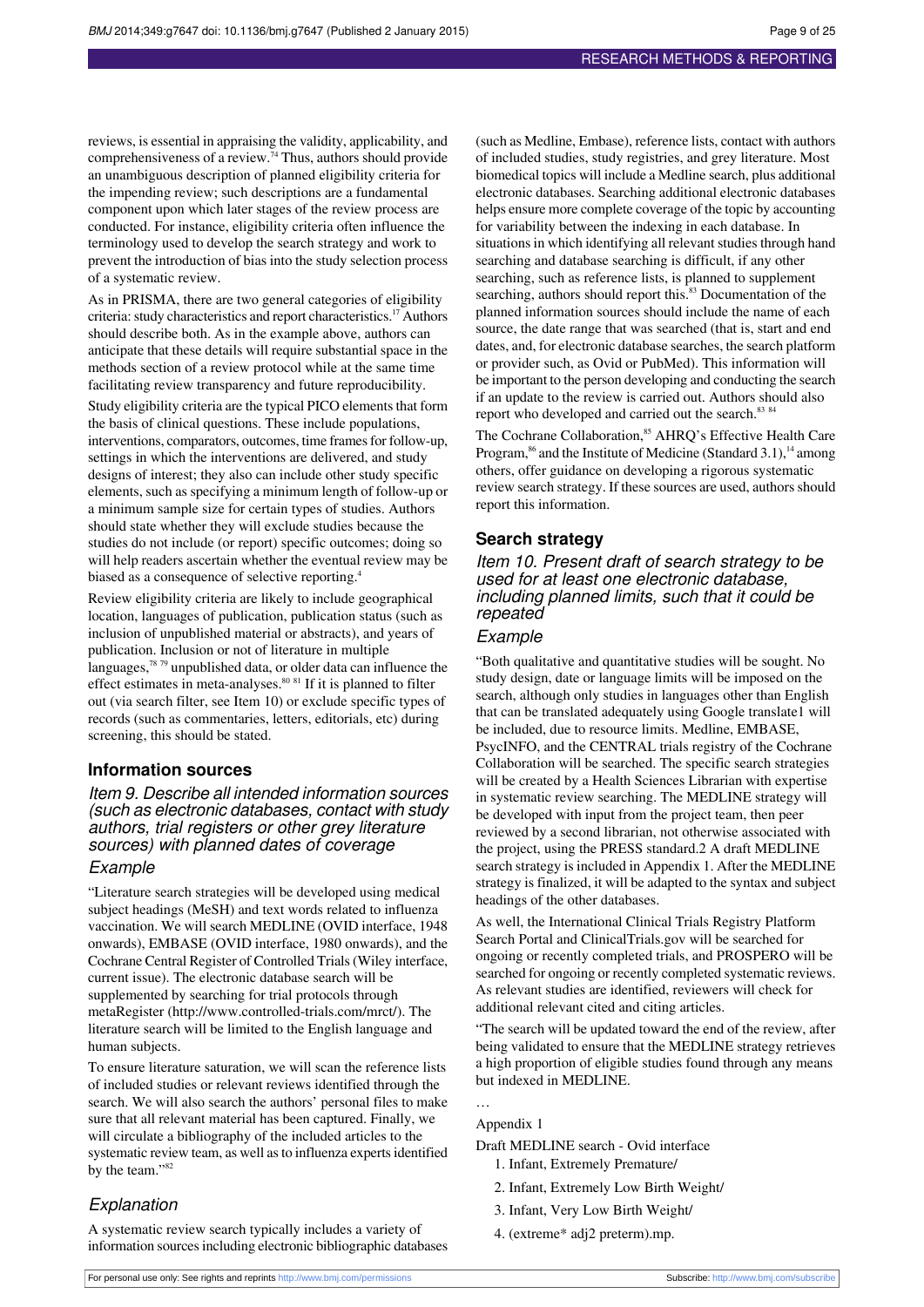reviews, is essential in appraising the validity, applicability, and comprehensiveness of a review.[74] Thus, authors should provide an unambiguous description of planned eligibility criteria for the impending review; such descriptions are a fundamental component upon which later stages of the review process are conducted. For instance, eligibility criteria often influence the terminology used to develop the search strategy and work to prevent the introduction of bias into the study selection process of a systematic review.

As in PRISMA, there are two general categories of eligibility criteria: study characteristics and report characteristics.[17] Authors should describe both. As in the example above, authors can anticipate that these details will require substantial space in the methods section of a review protocol while at the same time facilitating review transparency and future reproducibility.

Study eligibility criteria are the typical PICO elements that form the basis of clinical questions. These include populations, interventions, comparators, outcomes, time frames for follow-up, settings in which the interventions are delivered, and study designs of interest; they also can include other study specific elements, such as specifying a minimum length of follow-up or a minimum sample size for certain types of studies. Authors should state whether they will exclude studies because the studies do not include (or report) specific outcomes; doing so will help readers ascertain whether the eventual review may be biased as a consequence of selective reporting.[4]

Review eligibility criteria are likely to include geographical location, languages of publication, publication status (such as inclusion of unpublished material or abstracts), and years of publication. Inclusion or not of literature in multiple languages,[78 79] unpublished data, or older data can influence the effect estimates in meta-analyses.[80 81] If it is planned to filter out (via search filter, see Item 10) or exclude specific types of records (such as commentaries, letters, editorials, etc) during screening, this should be stated.

## Information sources

### *Item 9. Describe all intended information sources (such as electronic databases, contact with study authors, trial registers or other grey literature sources) with planned dates of coverage*

### *Example*

"Literature search strategies will be developed using medical subject headings (MeSH) and text words related to influenza vaccination. We will search MEDLINE (OVID interface, 1948 onwards), EMBASE (OVID interface, 1980 onwards), and the Cochrane Central Register of Controlled Trials (Wiley interface, current issue). The electronic database search will be supplemented by searching for trial protocols through metaRegister (http://www.controlled-trials.com/mrct/). The literature search will be limited to the English language and human subjects.

To ensure literature saturation, we will scan the reference lists of included studies or relevant reviews identified through the search. We will also search the authors' personal files to make sure that all relevant material has been captured. Finally, we will circulate a bibliography of the included articles to the systematic review team, as well as to influenza experts identified by the team."[82]

### *Explanation*

A systematic review search typically includes a variety of information sources including electronic bibliographic databases (such as Medline, Embase), reference lists, contact with authors of included studies, study registries, and grey literature. Most biomedical topics will include a Medline search, plus additional electronic databases. Searching additional electronic databases helps ensure more complete coverage of the topic by accounting for variability between the indexing in each database. In situations in which identifying all relevant studies through hand searching and database searching is difficult, if any other searching, such as reference lists, is planned to supplement searching, authors should report this.[83] Documentation of the planned information sources should include the name of each source, the date range that was searched (that is, start and end dates, and, for electronic database searches, the search platform or provider such, as Ovid or PubMed). This information will be important to the person developing and conducting the search if an update to the review is carried out. Authors should also report who developed and carried out the search.[83 84]

The Cochrane Collaboration,[85] AHRQ's Effective Health Care Program,[86] and the Institute of Medicine (Standard 3.1),[14] among others, offer guidance on developing a rigorous systematic review search strategy. If these sources are used, authors should report this information.

## Search strategy

### *Item 10. Present draft of search strategy to be used for at least one electronic database, including planned limits, such that it could be repeated*

### *Example*

"Both qualitative and quantitative studies will be sought. No study design, date or language limits will be imposed on the search, although only studies in languages other than English that can be translated adequately using Google translate1 will be included, due to resource limits. Medline, EMBASE, PsycINFO, and the CENTRAL trials registry of the Cochrane Collaboration will be searched. The specific search strategies will be created by a Health Sciences Librarian with expertise in systematic review searching. The MEDLINE strategy will be developed with input from the project team, then peer reviewed by a second librarian, not otherwise associated with the project, using the PRESS standard.2 A draft MEDLINE search strategy is included in Appendix 1. After the MEDLINE strategy is finalized, it will be adapted to the syntax and subject headings of the other databases.

As well, the International Clinical Trials Registry Platform Search Portal and ClinicalTrials.gov will be searched for ongoing or recently completed trials, and PROSPERO will be searched for ongoing or recently completed systematic reviews. As relevant studies are identified, reviewers will check for additional relevant cited and citing articles.

"The search will be updated toward the end of the review, after being validated to ensure that the MEDLINE strategy retrieves a high proportion of eligible studies found through any means but indexed in MEDLINE.

…

Appendix 1

Draft MEDLINE search - Ovid interface

1. Infant, Extremely Premature/
2. Infant, Extremely Low Birth Weight/
3. Infant, Very Low Birth Weight/
4. (extreme* adj2 preterm).mp.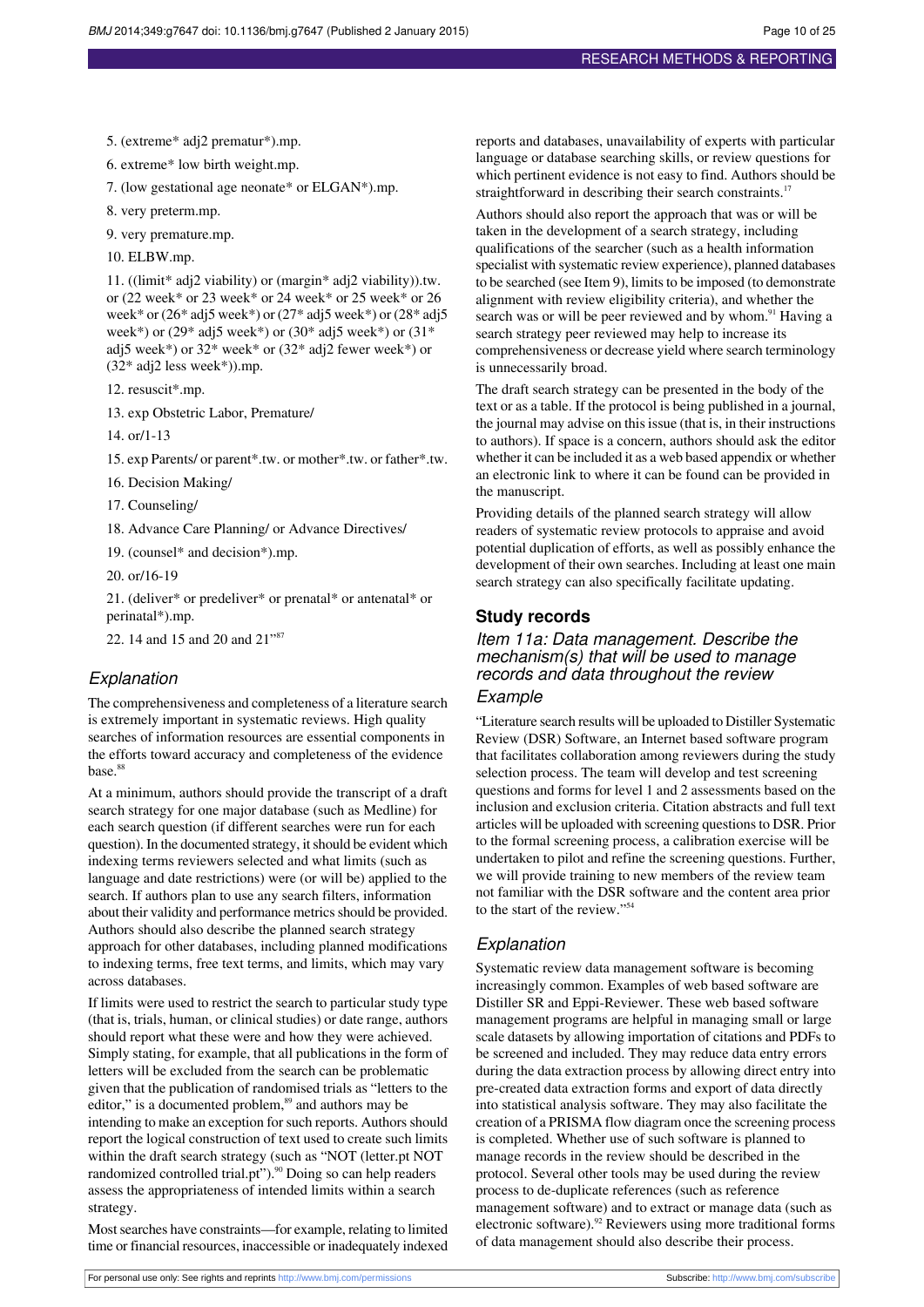5. (extreme* adj2 prematur*).mp.

6. extreme* low birth weight.mp.

7. (low gestational age neonate* or ELGAN*).mp.

8. very preterm.mp.

9. very premature.mp.

10. ELBW.mp.

11. ((limit* adj2 viability) or (margin* adj2 viability)).tw. or (22 week* or 23 week* or 24 week* or 25 week* or 26 week* or (26* adj5 week*) or (27* adj5 week*) or (28* adj5 week*) or (29* adj5 week*) or (30* adj5 week*) or (31* adj5 week*) or 32* week* or (32* adj2 fewer week*) or (32* adj2 less week*)).mp.

12. resuscit*.mp.

13. exp Obstetric Labor, Premature/

14. or/1-13

15. exp Parents/ or parent*.tw. or mother*.tw. or father*.tw.

16. Decision Making/

17. Counseling/

18. Advance Care Planning/ or Advance Directives/

19. (counsel* and decision*).mp.

20. or/16-19

21. (deliver* or predeliver* or prenatal* or antenatal* or perinatal*).mp.

22. 14 and 15 and 20 and 21"[87]

### Explanation

The comprehensiveness and completeness of a literature search is extremely important in systematic reviews. High quality searches of information resources are essential components in the efforts toward accuracy and completeness of the evidence base.[88]

At a minimum, authors should provide the transcript of a draft search strategy for one major database (such as Medline) for each search question (if different searches were run for each question). In the documented strategy, it should be evident which indexing terms reviewers selected and what limits (such as language and date restrictions) were (or will be) applied to the search. If authors plan to use any search filters, information about their validity and performance metrics should be provided. Authors should also describe the planned search strategy approach for other databases, including planned modifications to indexing terms, free text terms, and limits, which may vary across databases.

If limits were used to restrict the search to particular study type (that is, trials, human, or clinical studies) or date range, authors should report what these were and how they were achieved. Simply stating, for example, that all publications in the form of letters will be excluded from the search can be problematic given that the publication of randomised trials as "letters to the editor," is a documented problem,[89] and authors may be intending to make an exception for such reports. Authors should report the logical construction of text used to create such limits within the draft search strategy (such as "NOT (letter.pt NOT randomized controlled trial.pt")).[90] Doing so can help readers assess the appropriateness of intended limits within a search strategy.

Most searches have constraints—for example, relating to limited time or financial resources, inaccessible or inadequately indexed reports and databases, unavailability of experts with particular language or database searching skills, or review questions for which pertinent evidence is not easy to find. Authors should be straightforward in describing their search constraints.[17]

Authors should also report the approach that was or will be taken in the development of a search strategy, including qualifications of the searcher (such as a health information specialist with systematic review experience), planned databases to be searched (see Item 9), limits to be imposed (to demonstrate alignment with review eligibility criteria), and whether the search was or will be peer reviewed and by whom.[91] Having a search strategy peer reviewed may help to increase its comprehensiveness or decrease yield where search terminology is unnecessarily broad.

The draft search strategy can be presented in the body of the text or as a table. If the protocol is being published in a journal, the journal may advise on this issue (that is, in their instructions to authors). If space is a concern, authors should ask the editor whether it can be included it as a web based appendix or whether an electronic link to where it can be found can be provided in the manuscript.

Providing details of the planned search strategy will allow readers of systematic review protocols to appraise and avoid potential duplication of efforts, as well as possibly enhance the development of their own searches. Including at least one main search strategy can also specifically facilitate updating.

## Study records

### *Item 11a: Data management. Describe the mechanism(s) that will be used to manage records and data throughout the review*

### Example

"Literature search results will be uploaded to Distiller Systematic Review (DSR) Software, an Internet based software program that facilitates collaboration among reviewers during the study selection process. The team will develop and test screening questions and forms for level 1 and 2 assessments based on the inclusion and exclusion criteria. Citation abstracts and full text articles will be uploaded with screening questions to DSR. Prior to the formal screening process, a calibration exercise will be undertaken to pilot and refine the screening questions. Further, we will provide training to new members of the review team not familiar with the DSR software and the content area prior to the start of the review."[54]

### Explanation

Systematic review data management software is becoming increasingly common. Examples of web based software are Distiller SR and Eppi-Reviewer. These web based software management programs are helpful in managing small or large scale datasets by allowing importation of citations and PDFs to be screened and included. They may reduce data entry errors during the data extraction process by allowing direct entry into pre-created data extraction forms and export of data directly into statistical analysis software. They may also facilitate the creation of a PRISMA flow diagram once the screening process is completed. Whether use of such software is planned to manage records in the review should be described in the protocol. Several other tools may be used during the review process to de-duplicate references (such as reference management software) and to extract or manage data (such as electronic software).[92] Reviewers using more traditional forms of data management should also describe their process.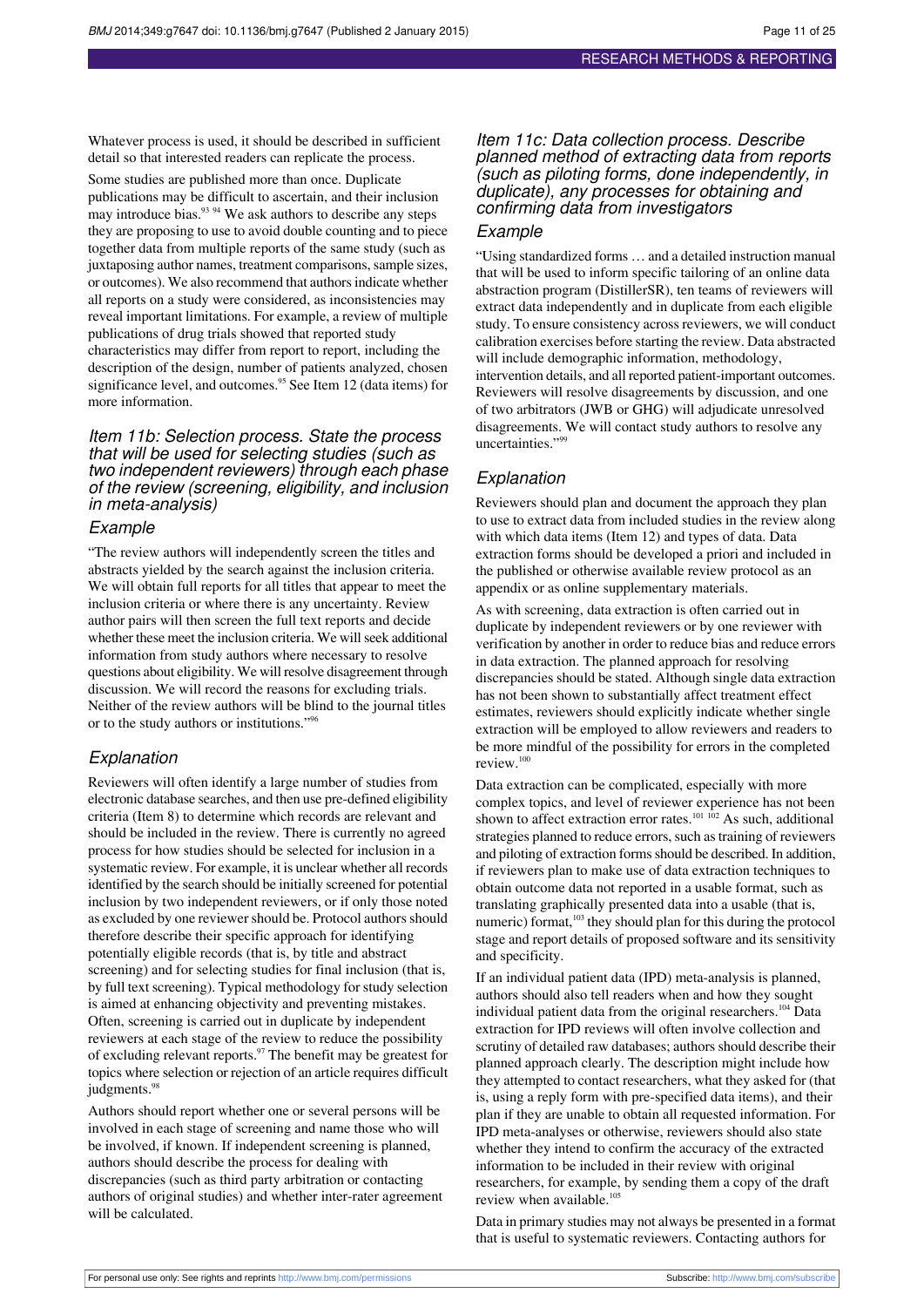Whatever process is used, it should be described in sufficient detail so that interested readers can replicate the process.

Some studies are published more than once. Duplicate publications may be difficult to ascertain, and their inclusion may introduce bias.[93 94] We ask authors to describe any steps they are proposing to use to avoid double counting and to piece together data from multiple reports of the same study (such as juxtaposing author names, treatment comparisons, sample sizes, or outcomes). We also recommend that authors indicate whether all reports on a study were considered, as inconsistencies may reveal important limitations. For example, a review of multiple publications of drug trials showed that reported study characteristics may differ from report to report, including the description of the design, number of patients analyzed, chosen significance level, and outcomes.[95] See Item 12 (data items) for more information.

### *Item 11b: Selection process. State the process that will be used for selecting studies (such as two independent reviewers) through each phase of the review (screening, eligibility, and inclusion in meta-analysis)*

#### *Example*

"The review authors will independently screen the titles and abstracts yielded by the search against the inclusion criteria. We will obtain full reports for all titles that appear to meet the inclusion criteria or where there is any uncertainty. Review author pairs will then screen the full text reports and decide whether these meet the inclusion criteria. We will seek additional information from study authors where necessary to resolve questions about eligibility. We will resolve disagreement through discussion. We will record the reasons for excluding trials. Neither of the review authors will be blind to the journal titles or to the study authors or institutions."[96]

#### *Explanation*

Reviewers will often identify a large number of studies from electronic database searches, and then use pre-defined eligibility criteria (Item 8) to determine which records are relevant and should be included in the review. There is currently no agreed process for how studies should be selected for inclusion in a systematic review. For example, it is unclear whether all records identified by the search should be initially screened for potential inclusion by two independent reviewers, or if only those noted as excluded by one reviewer should be. Protocol authors should therefore describe their specific approach for identifying potentially eligible records (that is, by title and abstract screening) and for selecting studies for final inclusion (that is, by full text screening). Typical methodology for study selection is aimed at enhancing objectivity and preventing mistakes. Often, screening is carried out in duplicate by independent reviewers at each stage of the review to reduce the possibility of excluding relevant reports.[97] The benefit may be greatest for topics where selection or rejection of an article requires difficult judgments.[98]

Authors should report whether one or several persons will be involved in each stage of screening and name those who will be involved, if known. If independent screening is planned, authors should describe the process for dealing with discrepancies (such as third party arbitration or contacting authors of original studies) and whether inter-rater agreement will be calculated.

### *Item 11c: Data collection process. Describe planned method of extracting data from reports (such as piloting forms, done independently, in duplicate), any processes for obtaining and confirming data from investigators*

#### *Example*

"Using standardized forms … and a detailed instruction manual that will be used to inform specific tailoring of an online data abstraction program (DistillerSR), ten teams of reviewers will extract data independently and in duplicate from each eligible study. To ensure consistency across reviewers, we will conduct calibration exercises before starting the review. Data abstracted will include demographic information, methodology, intervention details, and all reported patient-important outcomes. Reviewers will resolve disagreements by discussion, and one of two arbitrators (JWB or GHG) will adjudicate unresolved disagreements. We will contact study authors to resolve any uncertainties."[99]

#### *Explanation*

Reviewers should plan and document the approach they plan to use to extract data from included studies in the review along with which data items (Item 12) and types of data. Data extraction forms should be developed a priori and included in the published or otherwise available review protocol as an appendix or as online supplementary materials.

As with screening, data extraction is often carried out in duplicate by independent reviewers or by one reviewer with verification by another in order to reduce bias and reduce errors in data extraction. The planned approach for resolving discrepancies should be stated. Although single data extraction has not been shown to substantially affect treatment effect estimates, reviewers should explicitly indicate whether single extraction will be employed to allow reviewers and readers to be more mindful of the possibility for errors in the completed review.[100]

Data extraction can be complicated, especially with more complex topics, and level of reviewer experience has not been shown to affect extraction error rates.[101 102] As such, additional strategies planned to reduce errors, such as training of reviewers and piloting of extraction forms should be described. In addition, if reviewers plan to make use of data extraction techniques to obtain outcome data not reported in a usable format, such as translating graphically presented data into a usable (that is, numeric) format,[103] they should plan for this during the protocol stage and report details of proposed software and its sensitivity and specificity.

If an individual patient data (IPD) meta-analysis is planned, authors should also tell readers when and how they sought individual patient data from the original researchers.[104] Data extraction for IPD reviews will often involve collection and scrutiny of detailed raw databases; authors should describe their planned approach clearly. The description might include how they attempted to contact researchers, what they asked for (that is, using a reply form with pre-specified data items), and their plan if they are unable to obtain all requested information. For IPD meta-analyses or otherwise, reviewers should also state whether they intend to confirm the accuracy of the extracted information to be included in their review with original researchers, for example, by sending them a copy of the draft review when available.[105]

Data in primary studies may not always be presented in a format that is useful to systematic reviewers. Contacting authors for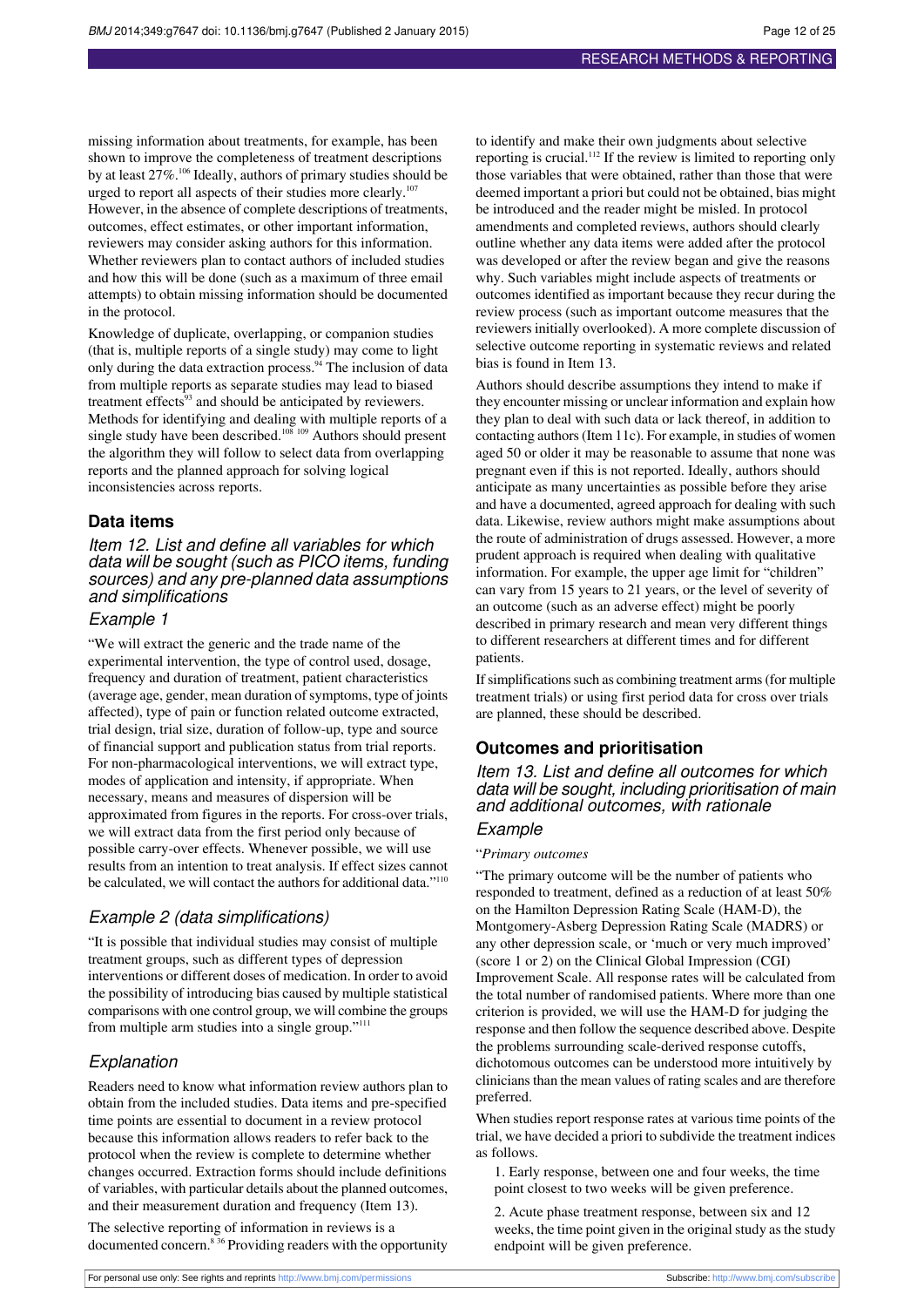missing information about treatments, for example, has been shown to improve the completeness of treatment descriptions by at least 27%.[106] Ideally, authors of primary studies should be urged to report all aspects of their studies more clearly.[107] However, in the absence of complete descriptions of treatments, outcomes, effect estimates, or other important information, reviewers may consider asking authors for this information. Whether reviewers plan to contact authors of included studies and how this will be done (such as a maximum of three email attempts) to obtain missing information should be documented in the protocol.

Knowledge of duplicate, overlapping, or companion studies (that is, multiple reports of a single study) may come to light only during the data extraction process.[94] The inclusion of data from multiple reports as separate studies may lead to biased treatment effects[93] and should be anticipated by reviewers. Methods for identifying and dealing with multiple reports of a single study have been described.[108,109] Authors should present the algorithm they will follow to select data from overlapping reports and the planned approach for solving logical inconsistencies across reports.

### Data items

#### *Item 12. List and define all variables for which data will be sought (such as PICO items, funding sources) and any pre-planned data assumptions and simplifications*

#### *Example 1*

"We will extract the generic and the trade name of the experimental intervention, the type of control used, dosage, frequency and duration of treatment, patient characteristics (average age, gender, mean duration of symptoms, type of joints affected), type of pain or function related outcome extracted, trial design, trial size, duration of follow-up, type and source of financial support and publication status from trial reports. For non-pharmacological interventions, we will extract type, modes of application and intensity, if appropriate. When necessary, means and measures of dispersion will be approximated from figures in the reports. For cross-over trials, we will extract data from the first period only because of possible carry-over effects. Whenever possible, we will use results from an intention to treat analysis. If effect sizes cannot be calculated, we will contact the authors for additional data."[110]

#### *Example 2 (data simplifications)*

"It is possible that individual studies may consist of multiple treatment groups, such as different types of depression interventions or different doses of medication. In order to avoid the possibility of introducing bias caused by multiple statistical comparisons with one control group, we will combine the groups from multiple arm studies into a single group."[111]

#### *Explanation*

Readers need to know what information review authors plan to obtain from the included studies. Data items and pre-specified time points are essential to document in a review protocol because this information allows readers to refer back to the protocol when the review is complete to determine whether changes occurred. Extraction forms should include definitions of variables, with particular details about the planned outcomes, and their measurement duration and frequency (Item 13).

The selective reporting of information in reviews is a documented concern.[8,36] Providing readers with the opportunity to identify and make their own judgments about selective reporting is crucial.[112] If the review is limited to reporting only those variables that were obtained, rather than those that were deemed important a priori but could not be obtained, bias might be introduced and the reader might be misled. In protocol amendments and completed reviews, authors should clearly outline whether any data items were added after the protocol was developed or after the review began and give the reasons why. Such variables might include aspects of treatments or outcomes identified as important because they recur during the review process (such as important outcome measures that the reviewers initially overlooked). A more complete discussion of selective outcome reporting in systematic reviews and related bias is found in Item 13.

Authors should describe assumptions they intend to make if they encounter missing or unclear information and explain how they plan to deal with such data or lack thereof, in addition to contacting authors (Item 11c). For example, in studies of women aged 50 or older it may be reasonable to assume that none was pregnant even if this is not reported. Ideally, authors should anticipate as many uncertainties as possible before they arise and have a documented, agreed approach for dealing with such data. Likewise, review authors might make assumptions about the route of administration of drugs assessed. However, a more prudent approach is required when dealing with qualitative information. For example, the upper age limit for "children" can vary from 15 years to 21 years, or the level of severity of an outcome (such as an adverse effect) might be poorly described in primary research and mean very different things to different researchers at different times and for different patients.

If simplifications such as combining treatment arms (for multiple treatment trials) or using first period data for cross over trials are planned, these should be described.

### Outcomes and prioritisation

#### *Item 13. List and define all outcomes for which data will be sought, including prioritisation of main and additional outcomes, with rationale*

#### *Example*

"*Primary outcomes*

"The primary outcome will be the number of patients who responded to treatment, defined as a reduction of at least 50% on the Hamilton Depression Rating Scale (HAM-D), the Montgomery-Asberg Depression Rating Scale (MADRS) or any other depression scale, or 'much or very much improved' (score 1 or 2) on the Clinical Global Impression (CGI) Improvement Scale. All response rates will be calculated from the total number of randomised patients. Where more than one criterion is provided, we will use the HAM-D for judging the response and then follow the sequence described above. Despite the problems surrounding scale-derived response cutoffs, dichotomous outcomes can be understood more intuitively by clinicians than the mean values of rating scales and are therefore preferred.

When studies report response rates at various time points of the trial, we have decided a priori to subdivide the treatment indices as follows.

1. Early response, between one and four weeks, the time point closest to two weeks will be given preference.
2. Acute phase treatment response, between six and 12 weeks, the time point given in the original study as the study endpoint will be given preference.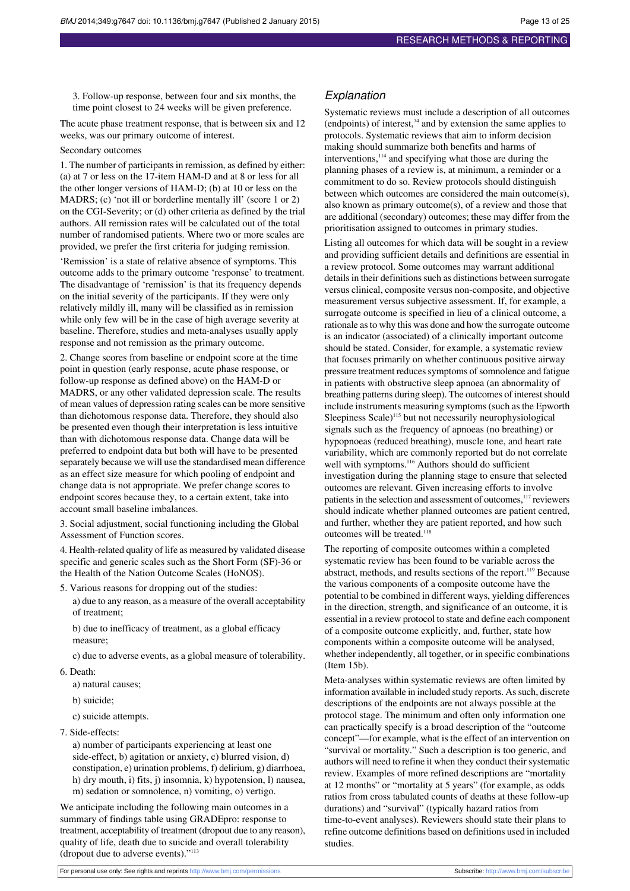3. Follow-up response, between four and six months, the time point closest to 24 weeks will be given preference.

The acute phase treatment response, that is between six and 12 weeks, was our primary outcome of interest.

Secondary outcomes

1. The number of participants in remission, as defined by either: (a) at 7 or less on the 17-item HAM-D and at 8 or less for all the other longer versions of HAM-D; (b) at 10 or less on the MADRS; (c) 'not ill or borderline mentally ill' (score 1 or 2) on the CGI-Severity; or (d) other criteria as defined by the trial authors. All remission rates will be calculated out of the total number of randomised patients. Where two or more scales are provided, we prefer the first criteria for judging remission.

'Remission' is a state of relative absence of symptoms. This outcome adds to the primary outcome 'response' to treatment. The disadvantage of 'remission' is that its frequency depends on the initial severity of the participants. If they were only relatively mildly ill, many will be classified as in remission while only few will be in the case of high average severity at baseline. Therefore, studies and meta-analyses usually apply response and not remission as the primary outcome.

2. Change scores from baseline or endpoint score at the time point in question (early response, acute phase response, or follow-up response as defined above) on the HAM-D or MADRS, or any other validated depression scale. The results of mean values of depression rating scales can be more sensitive than dichotomous response data. Therefore, they should also be presented even though their interpretation is less intuitive than with dichotomous response data. Change data will be preferred to endpoint data but both will have to be presented separately because we will use the standardised mean difference as an effect size measure for which pooling of endpoint and change data is not appropriate. We prefer change scores to endpoint scores because they, to a certain extent, take into account small baseline imbalances.

3. Social adjustment, social functioning including the Global Assessment of Function scores.

4. Health-related quality of life as measured by validated disease specific and generic scales such as the Short Form (SF)-36 or the Health of the Nation Outcome Scales (HoNOS).

5. Various reasons for dropping out of the studies:

a) due to any reason, as a measure of the overall acceptability of treatment;

b) due to inefficacy of treatment, as a global efficacy measure;

c) due to adverse events, as a global measure of tolerability.

6. Death:

a) natural causes;

b) suicide;

c) suicide attempts.

7. Side-effects:

a) number of participants experiencing at least one side-effect, b) agitation or anxiety, c) blurred vision, d) constipation, e) urination problems, f) delirium, g) diarrhoea, h) dry mouth, i) fits, j) insomnia, k) hypotension, l) nausea, m) sedation or somnolence, n) vomiting, o) vertigo.

We anticipate including the following main outcomes in a summary of findings table using GRADEpro: response to treatment, acceptability of treatment (dropout due to any reason), quality of life, death due to suicide and overall tolerability (dropout due to adverse events)."[113]

### *Explanation*

Systematic reviews must include a description of all outcomes (endpoints) of interest,[74] and by extension the same applies to protocols. Systematic reviews that aim to inform decision making should summarize both benefits and harms of interventions,[114] and specifying what those are during the planning phases of a review is, at minimum, a reminder or a commitment to do so. Review protocols should distinguish between which outcomes are considered the main outcome(s), also known as primary outcome(s), of a review and those that are additional (secondary) outcomes; these may differ from the prioritisation assigned to outcomes in primary studies.

Listing all outcomes for which data will be sought in a review and providing sufficient details and definitions are essential in a review protocol. Some outcomes may warrant additional details in their definitions such as distinctions between surrogate versus clinical, composite versus non-composite, and objective measurement versus subjective assessment. If, for example, a surrogate outcome is specified in lieu of a clinical outcome, a rationale as to why this was done and how the surrogate outcome is an indicator (associated) of a clinically important outcome should be stated. Consider, for example, a systematic review that focuses primarily on whether continuous positive airway pressure treatment reduces symptoms of somnolence and fatigue in patients with obstructive sleep apnoea (an abnormality of breathing patterns during sleep). The outcomes of interest should include instruments measuring symptoms (such as the Epworth Sleepiness Scale)[115] but not necessarily neurophysiological signals such as the frequency of apnoeas (no breathing) or hypopnoeas (reduced breathing), muscle tone, and heart rate variability, which are commonly reported but do not correlate well with symptoms.[116] Authors should do sufficient investigation during the planning stage to ensure that selected outcomes are relevant. Given increasing efforts to involve patients in the selection and assessment of outcomes,[117] reviewers should indicate whether planned outcomes are patient centred, and further, whether they are patient reported, and how such outcomes will be treated.[118]

The reporting of composite outcomes within a completed systematic review has been found to be variable across the abstract, methods, and results sections of the report.[119] Because the various components of a composite outcome have the potential to be combined in different ways, yielding differences in the direction, strength, and significance of an outcome, it is essential in a review protocol to state and define each component of a composite outcome explicitly, and, further, state how components within a composite outcome will be analysed, whether independently, all together, or in specific combinations (Item 15b).

Meta-analyses within systematic reviews are often limited by information available in included study reports. As such, discrete descriptions of the endpoints are not always possible at the protocol stage. The minimum and often only information one can practically specify is a broad description of the "outcome concept"—for example, what is the effect of an intervention on "survival or mortality." Such a description is too generic, and authors will need to refine it when they conduct their systematic review. Examples of more refined descriptions are "mortality at 12 months" or "mortality at 5 years" (for example, as odds ratios from cross tabulated counts of deaths at these follow-up durations) and "survival" (typically hazard ratios from time-to-event analyses). Reviewers should state their plans to refine outcome definitions based on definitions used in included studies.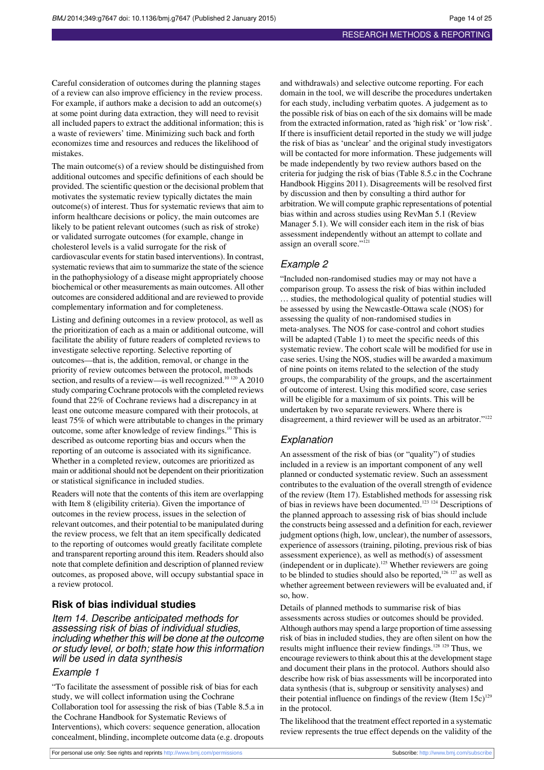Careful consideration of outcomes during the planning stages of a review can also improve efficiency in the review process. For example, if authors make a decision to add an outcome(s) at some point during data extraction, they will need to revisit all included papers to extract the additional information; this is a waste of reviewers' time. Minimizing such back and forth economizes time and resources and reduces the likelihood of mistakes.

The main outcome(s) of a review should be distinguished from additional outcomes and specific definitions of each should be provided. The scientific question or the decisional problem that motivates the systematic review typically dictates the main outcome(s) of interest. Thus for systematic reviews that aim to inform healthcare decisions or policy, the main outcomes are likely to be patient relevant outcomes (such as risk of stroke) or validated surrogate outcomes (for example, change in cholesterol levels is a valid surrogate for the risk of cardiovascular events for statin based interventions). In contrast, systematic reviews that aim to summarize the state of the science in the pathophysiology of a disease might appropriately choose biochemical or other measurements as main outcomes. All other outcomes are considered additional and are reviewed to provide complementary information and for completeness.

Listing and defining outcomes in a review protocol, as well as the prioritization of each as a main or additional outcome, will facilitate the ability of future readers of completed reviews to investigate selective reporting. Selective reporting of outcomes—that is, the addition, removal, or change in the priority of review outcomes between the protocol, methods section, and results of a review—is well recognized.[10 120] A 2010 study comparing Cochrane protocols with the completed reviews found that 22% of Cochrane reviews had a discrepancy in at least one outcome measure compared with their protocols, at least 75% of which were attributable to changes in the primary outcome, some after knowledge of review findings.[10] This is described as outcome reporting bias and occurs when the reporting of an outcome is associated with its significance. Whether in a completed review, outcomes are prioritized as main or additional should not be dependent on their prioritization or statistical significance in included studies.

Readers will note that the contents of this item are overlapping with Item 8 (eligibility criteria). Given the importance of outcomes in the review process, issues in the selection of relevant outcomes, and their potential to be manipulated during the review process, we felt that an item specifically dedicated to the reporting of outcomes would greatly facilitate complete and transparent reporting around this item. Readers should also note that complete definition and description of planned review outcomes, as proposed above, will occupy substantial space in a review protocol.

## Risk of bias individual studies

### *Item 14. Describe anticipated methods for assessing risk of bias of individual studies, including whether this will be done at the outcome or study level, or both; state how this information will be used in data synthesis*

### *Example 1*

"To facilitate the assessment of possible risk of bias for each study, we will collect information using the Cochrane Collaboration tool for assessing the risk of bias (Table 8.5.a in the Cochrane Handbook for Systematic Reviews of Interventions), which covers: sequence generation, allocation concealment, blinding, incomplete outcome data (e.g. dropouts and withdrawals) and selective outcome reporting. For each domain in the tool, we will describe the procedures undertaken for each study, including verbatim quotes. A judgement as to the possible risk of bias on each of the six domains will be made from the extracted information, rated as 'high risk' or 'low risk'. If there is insufficient detail reported in the study we will judge the risk of bias as 'unclear' and the original study investigators will be contacted for more information. These judgements will be made independently by two review authors based on the criteria for judging the risk of bias (Table 8.5.c in the Cochrane Handbook Higgins 2011). Disagreements will be resolved first by discussion and then by consulting a third author for arbitration. We will compute graphic representations of potential bias within and across studies using RevMan 5.1 (Review Manager 5.1). We will consider each item in the risk of bias assessment independently without an attempt to collate and assign an overall score."[121]

### *Example 2*

"Included non-randomised studies may or may not have a comparison group. To assess the risk of bias within included … studies, the methodological quality of potential studies will be assessed by using the Newcastle-Ottawa scale (NOS) for assessing the quality of non-randomised studies in meta-analyses. The NOS for case-control and cohort studies will be adapted (Table 1) to meet the specific needs of this systematic review. The cohort scale will be modified for use in case series. Using the NOS, studies will be awarded a maximum of nine points on items related to the selection of the study groups, the comparability of the groups, and the ascertainment of outcome of interest. Using this modified score, case series will be eligible for a maximum of six points. This will be undertaken by two separate reviewers. Where there is disagreement, a third reviewer will be used as an arbitrator."[122]

### *Explanation*

An assessment of the risk of bias (or "quality") of studies included in a review is an important component of any well planned or conducted systematic review. Such an assessment contributes to the evaluation of the overall strength of evidence of the review (Item 17). Established methods for assessing risk of bias in reviews have been documented.[123 124] Descriptions of the planned approach to assessing risk of bias should include the constructs being assessed and a definition for each, reviewer judgment options (high, low, unclear), the number of assessors, experience of assessors (training, piloting, previous risk of bias assessment experience), as well as method(s) of assessment (independent or in duplicate).[125] Whether reviewers are going to be blinded to studies should also be reported,[126 127] as well as whether agreement between reviewers will be evaluated and, if so, how.

Details of planned methods to summarise risk of bias assessments across studies or outcomes should be provided. Although authors may spend a large proportion of time assessing risk of bias in included studies, they are often silent on how the results might influence their review findings.[128 129] Thus, we encourage reviewers to think about this at the development stage and document their plans in the protocol. Authors should also describe how risk of bias assessments will be incorporated into data synthesis (that is, subgroup or sensitivity analyses) and their potential influence on findings of the review (Item 15c)[129] in the protocol.

The likelihood that the treatment effect reported in a systematic review represents the true effect depends on the validity of the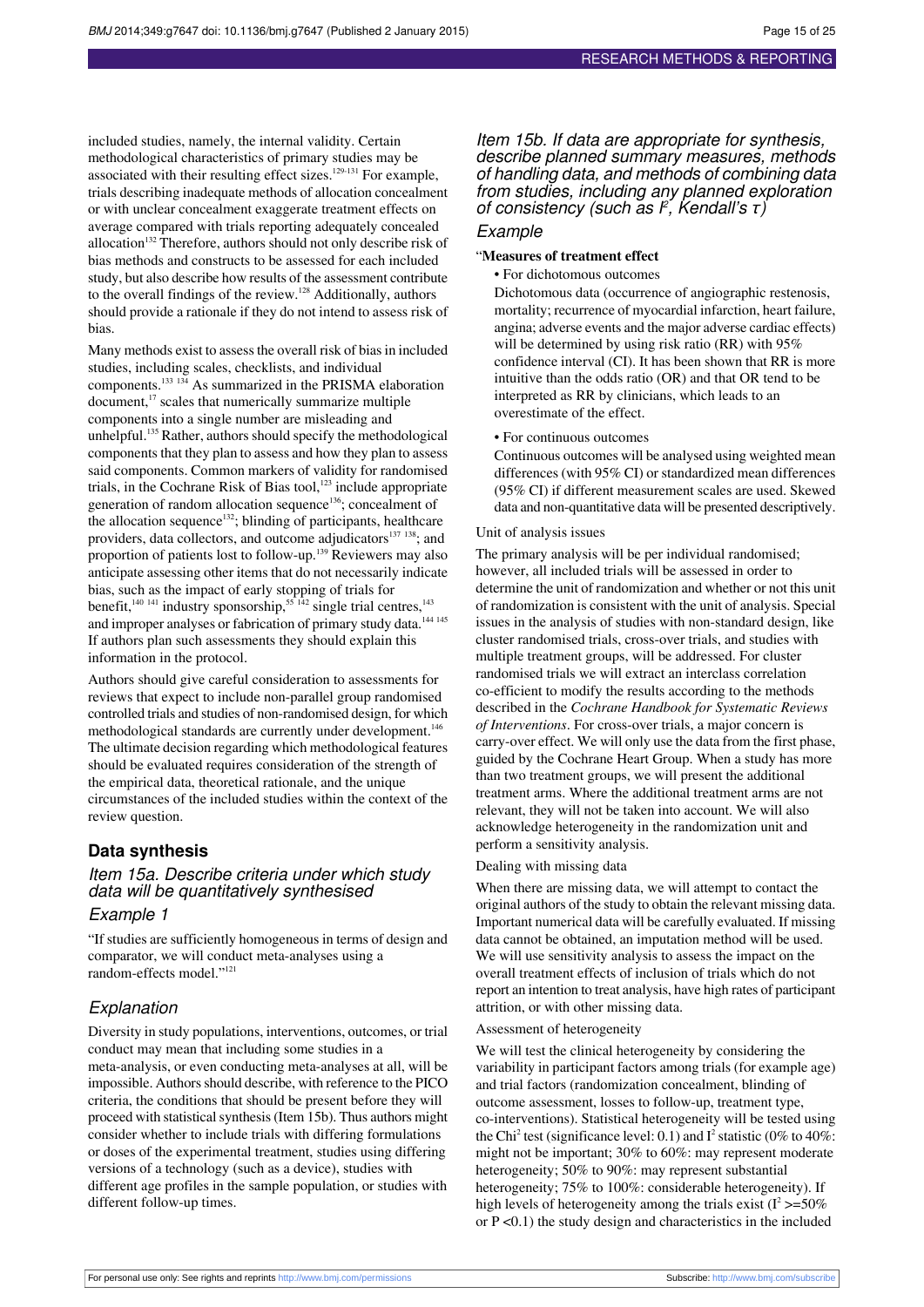included studies, namely, the internal validity. Certain methodological characteristics of primary studies may be associated with their resulting effect sizes.[129-131] For example, trials describing inadequate methods of allocation concealment or with unclear concealment exaggerate treatment effects on average compared with trials reporting adequately concealed allocation[132] Therefore, authors should not only describe risk of bias methods and constructs to be assessed for each included study, but also describe how results of the assessment contribute to the overall findings of the review.[128] Additionally, authors should provide a rationale if they do not intend to assess risk of bias.

Many methods exist to assess the overall risk of bias in included studies, including scales, checklists, and individual components.[133 134] As summarized in the PRISMA elaboration document,[17] scales that numerically summarize multiple components into a single number are misleading and unhelpful.[135] Rather, authors should specify the methodological components that they plan to assess and how they plan to assess said components. Common markers of validity for randomised trials, in the Cochrane Risk of Bias tool,[123] include appropriate generation of random allocation sequence[136]; concealment of the allocation sequence[132]; blinding of participants, healthcare providers, data collectors, and outcome adjudicators[137 138]; and proportion of patients lost to follow-up.[139] Reviewers may also anticipate assessing other items that do not necessarily indicate bias, such as the impact of early stopping of trials for benefit,[140 141] industry sponsorship,[55 142] single trial centres,[143] and improper analyses or fabrication of primary study data.[144 145] If authors plan such assessments they should explain this information in the protocol.

Authors should give careful consideration to assessments for reviews that expect to include non-parallel group randomised controlled trials and studies of non-randomised design, for which methodological standards are currently under development.[146] The ultimate decision regarding which methodological features should be evaluated requires consideration of the strength of the empirical data, theoretical rationale, and the unique circumstances of the included studies within the context of the review question.

## Data synthesis

### *Item 15a. Describe criteria under which study data will be quantitatively synthesised*

#### *Example 1*

"If studies are sufficiently homogeneous in terms of design and comparator, we will conduct meta-analyses using a random-effects model."[121]

#### *Explanation*

Diversity in study populations, interventions, outcomes, or trial conduct may mean that including some studies in a meta-analysis, or even conducting meta-analyses at all, will be impossible. Authors should describe, with reference to the PICO criteria, the conditions that should be present before they will proceed with statistical synthesis (Item 15b). Thus authors might consider whether to include trials with differing formulations or doses of the experimental treatment, studies using differing versions of a technology (such as a device), studies with different age profiles in the sample population, or studies with different follow-up times.

### *Item 15b. If data are appropriate for synthesis, describe planned summary measures, methods of handling data, and methods of combining data from studies, including any planned exploration of consistency (such as $I^2$, Kendall's τ)*

#### *Example*

"**Measures of treatment effect**

- For dichotomous outcomes

Dichotomous data (occurrence of angiographic restenosis, mortality; recurrence of myocardial infarction, heart failure, angina; adverse events and the major adverse cardiac effects) will be determined by using risk ratio (RR) with 95% confidence interval (CI). It has been shown that RR is more intuitive than the odds ratio (OR) and that OR tend to be interpreted as RR by clinicians, which leads to an overestimate of the effect.

- For continuous outcomes

Continuous outcomes will be analysed using weighted mean differences (with 95% CI) or standardized mean differences (95% CI) if different measurement scales are used. Skewed data and non-quantitative data will be presented descriptively.

Unit of analysis issues

The primary analysis will be per individual randomised; however, all included trials will be assessed in order to determine the unit of randomization and whether or not this unit of randomization is consistent with the unit of analysis. Special issues in the analysis of studies with non-standard design, like cluster randomised trials, cross-over trials, and studies with multiple treatment groups, will be addressed. For cluster randomised trials we will extract an interclass correlation co-efficient to modify the results according to the methods described in the *Cochrane Handbook for Systematic Reviews of Interventions*. For cross-over trials, a major concern is carry-over effect. We will only use the data from the first phase, guided by the Cochrane Heart Group. When a study has more than two treatment groups, we will present the additional treatment arms. Where the additional treatment arms are not relevant, they will not be taken into account. We will also acknowledge heterogeneity in the randomization unit and perform a sensitivity analysis.

Dealing with missing data

When there are missing data, we will attempt to contact the original authors of the study to obtain the relevant missing data. Important numerical data will be carefully evaluated. If missing data cannot be obtained, an imputation method will be used. We will use sensitivity analysis to assess the impact on the overall treatment effects of inclusion of trials which do not report an intention to treat analysis, have high rates of participant attrition, or with other missing data.

Assessment of heterogeneity

We will test the clinical heterogeneity by considering the variability in participant factors among trials (for example age) and trial factors (randomization concealment, blinding of outcome assessment, losses to follow-up, treatment type, co-interventions). Statistical heterogeneity will be tested using the $Chi^2$ test (significance level: 0.1) and $I^2$ statistic (0% to 40%: might not be important; 30% to 60%: may represent moderate heterogeneity; 50% to 90%: may represent substantial heterogeneity; 75% to 100%: considerable heterogeneity). If high levels of heterogeneity among the trials exist ($I^2$ >=50% or P <0.1) the study design and characteristics in the included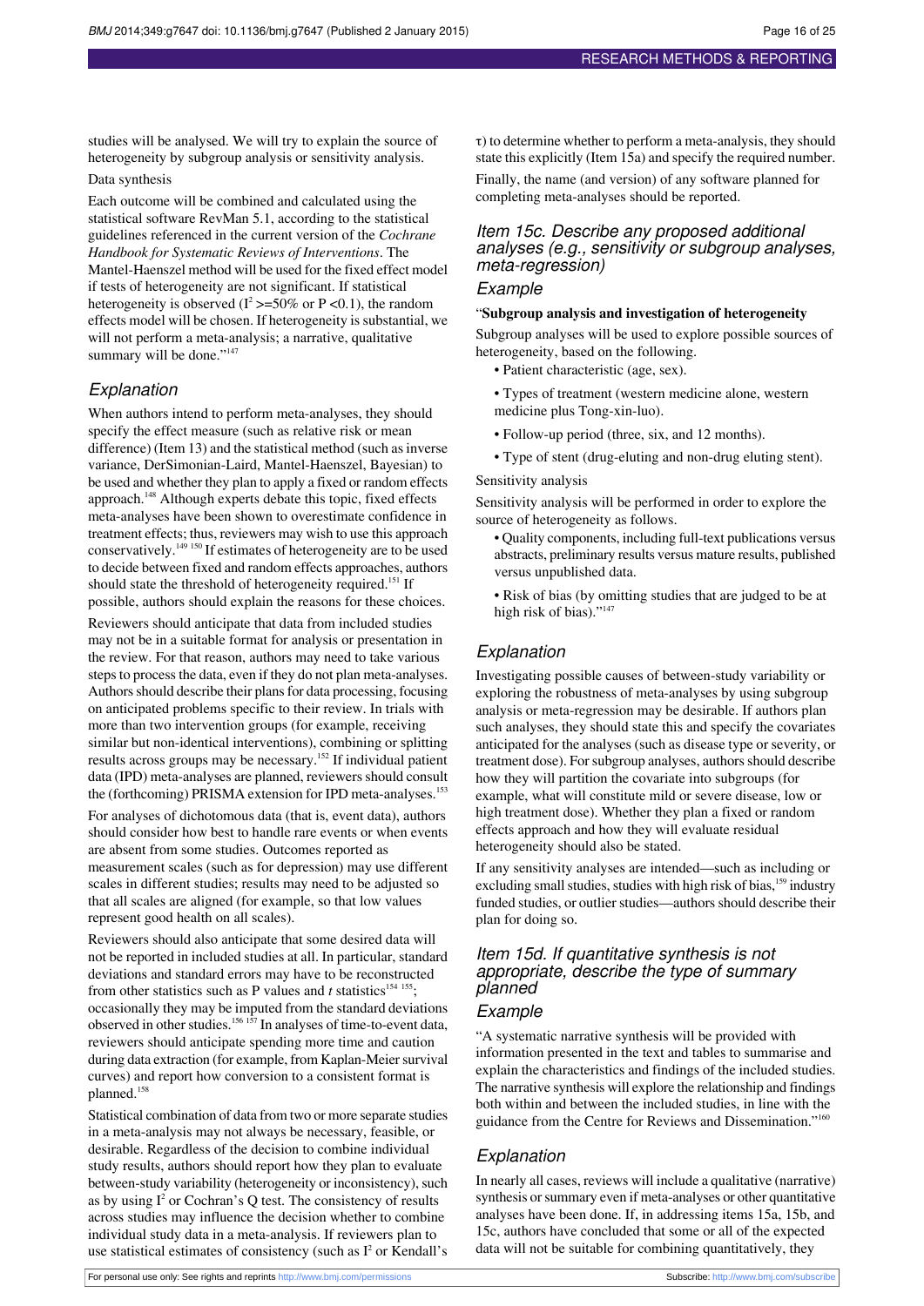studies will be analysed. We will try to explain the source of heterogeneity by subgroup analysis or sensitivity analysis.

Data synthesis

Each outcome will be combined and calculated using the statistical software RevMan 5.1, according to the statistical guidelines referenced in the current version of the *Cochrane Handbook for Systematic Reviews of Interventions*. The Mantel-Haenszel method will be used for the fixed effect model if tests of heterogeneity are not significant. If statistical heterogeneity is observed ($I^2$ >=50% or P <0.1), the random effects model will be chosen. If heterogeneity is substantial, we will not perform a meta-analysis; a narrative, qualitative summary will be done."[147]

## Explanation

When authors intend to perform meta-analyses, they should specify the effect measure (such as relative risk or mean difference) (Item 13) and the statistical method (such as inverse variance, DerSimonian-Laird, Mantel-Haenszel, Bayesian) to be used and whether they plan to apply a fixed or random effects approach.[148] Although experts debate this topic, fixed effects meta-analyses have been shown to overestimate confidence in treatment effects; thus, reviewers may wish to use this approach conservatively.[149 150] If estimates of heterogeneity are to be used to decide between fixed and random effects approaches, authors should state the threshold of heterogeneity required.[151] If possible, authors should explain the reasons for these choices.

Reviewers should anticipate that data from included studies may not be in a suitable format for analysis or presentation in the review. For that reason, authors may need to take various steps to process the data, even if they do not plan meta-analyses. Authors should describe their plans for data processing, focusing on anticipated problems specific to their review. In trials with more than two intervention groups (for example, receiving similar but non-identical interventions), combining or splitting results across groups may be necessary.[152] If individual patient data (IPD) meta-analyses are planned, reviewers should consult the (forthcoming) PRISMA extension for IPD meta-analyses.[153]

For analyses of dichotomous data (that is, event data), authors should consider how best to handle rare events or when events are absent from some studies. Outcomes reported as measurement scales (such as for depression) may use different scales in different studies; results may need to be adjusted so that all scales are aligned (for example, so that low values represent good health on all scales).

Reviewers should also anticipate that some desired data will not be reported in included studies at all. In particular, standard deviations and standard errors may have to be reconstructed from other statistics such as P values and *t* statistics[154 155]; occasionally they may be imputed from the standard deviations observed in other studies.[156 157] In analyses of time-to-event data, reviewers should anticipate spending more time and caution during data extraction (for example, from Kaplan-Meier survival curves) and report how conversion to a consistent format is planned.[158]

Statistical combination of data from two or more separate studies in a meta-analysis may not always be necessary, feasible, or desirable. Regardless of the decision to combine individual study results, authors should report how they plan to evaluate between-study variability (heterogeneity or inconsistency), such as by using $I^2$ or Cochran's Q test. The consistency of results across studies may influence the decision whether to combine individual study data in a meta-analysis. If reviewers plan to use statistical estimates of consistency (such as $I^2$ or Kendall's $\tau$) to determine whether to perform a meta-analysis, they should state this explicitly (Item 15a) and specify the required number.

Finally, the name (and version) of any software planned for completing meta-analyses should be reported.

## Item 15c. Describe any proposed additional analyses (e.g., sensitivity or subgroup analyses, meta-regression)

### Example

"**Subgroup analysis and investigation of heterogeneity**

Subgroup analyses will be used to explore possible sources of heterogeneity, based on the following.

- Patient characteristic (age, sex).
- Types of treatment (western medicine alone, western medicine plus Tong-xin-luo).
- Follow-up period (three, six, and 12 months).
- Type of stent (drug-eluting and non-drug eluting stent).

Sensitivity analysis

Sensitivity analysis will be performed in order to explore the source of heterogeneity as follows.

- Quality components, including full-text publications versus abstracts, preliminary results versus mature results, published versus unpublished data.
- Risk of bias (by omitting studies that are judged to be at high risk of bias)."[147]

### Explanation

Investigating possible causes of between-study variability or exploring the robustness of meta-analyses by using subgroup analysis or meta-regression may be desirable. If authors plan such analyses, they should state this and specify the covariates anticipated for the analyses (such as disease type or severity, or treatment dose). For subgroup analyses, authors should describe how they will partition the covariate into subgroups (for example, what will constitute mild or severe disease, low or high treatment dose). Whether they plan a fixed or random effects approach and how they will evaluate residual heterogeneity should also be stated.

If any sensitivity analyses are intended—such as including or excluding small studies, studies with high risk of bias,[159] industry funded studies, or outlier studies—authors should describe their plan for doing so.

## Item 15d. If quantitative synthesis is not appropriate, describe the type of summary planned

### Example

"A systematic narrative synthesis will be provided with information presented in the text and tables to summarise and explain the characteristics and findings of the included studies. The narrative synthesis will explore the relationship and findings both within and between the included studies, in line with the guidance from the Centre for Reviews and Dissemination."[160]

### Explanation

In nearly all cases, reviews will include a qualitative (narrative) synthesis or summary even if meta-analyses or other quantitative analyses have been done. If, in addressing items 15a, 15b, and 15c, authors have concluded that some or all of the expected data will not be suitable for combining quantitatively, they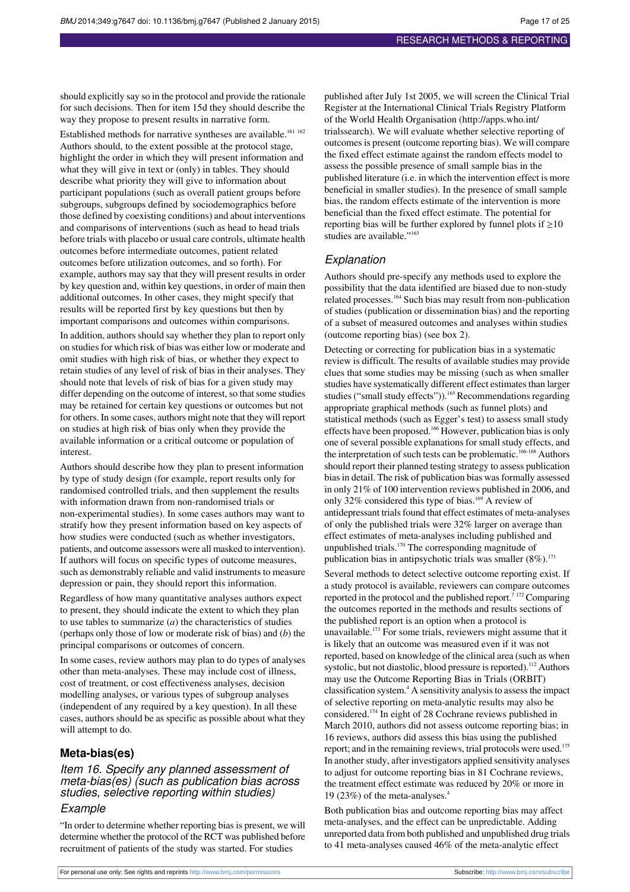should explicitly say so in the protocol and provide the rationale for such decisions. Then for item 15d they should describe the way they propose to present results in narrative form.

Established methods for narrative syntheses are available.[161 162] Authors should, to the extent possible at the protocol stage, highlight the order in which they will present information and what they will give in text or (only) in tables. They should describe what priority they will give to information about participant populations (such as overall patient groups before subgroups, subgroups defined by sociodemographics before those defined by coexisting conditions) and about interventions and comparisons of interventions (such as head to head trials before trials with placebo or usual care controls, ultimate health outcomes before intermediate outcomes, patient related outcomes before utilization outcomes, and so forth). For example, authors may say that they will present results in order by key question and, within key questions, in order of main then additional outcomes. In other cases, they might specify that results will be reported first by key questions but then by important comparisons and outcomes within comparisons.

In addition, authors should say whether they plan to report only on studies for which risk of bias was either low or moderate and omit studies with high risk of bias, or whether they expect to retain studies of any level of risk of bias in their analyses. They should note that levels of risk of bias for a given study may differ depending on the outcome of interest, so that some studies may be retained for certain key questions or outcomes but not for others. In some cases, authors might note that they will report on studies at high risk of bias only when they provide the available information or a critical outcome or population of interest.

Authors should describe how they plan to present information by type of study design (for example, report results only for randomised controlled trials, and then supplement the results with information drawn from non-randomised trials or non-experimental studies). In some cases authors may want to stratify how they present information based on key aspects of how studies were conducted (such as whether investigators, patients, and outcome assessors were all masked to intervention). If authors will focus on specific types of outcome measures, such as demonstrably reliable and valid instruments to measure depression or pain, they should report this information.

Regardless of how many quantitative analyses authors expect to present, they should indicate the extent to which they plan to use tables to summarize (*a*) the characteristics of studies (perhaps only those of low or moderate risk of bias) and (*b*) the principal comparisons or outcomes of concern.

In some cases, review authors may plan to do types of analyses other than meta-analyses. These may include cost of illness, cost of treatment, or cost effectiveness analyses, decision modelling analyses, or various types of subgroup analyses (independent of any required by a key question). In all these cases, authors should be as specific as possible about what they will attempt to do.

## Meta-bias(es)

### *Item 16. Specify any planned assessment of meta-bias(es) (such as publication bias across studies, selective reporting within studies)*

### *Example*

"In order to determine whether reporting bias is present, we will determine whether the protocol of the RCT was published before recruitment of patients of the study was started. For studies published after July 1st 2005, we will screen the Clinical Trial Register at the International Clinical Trials Registry Platform of the World Health Organisation (http://apps.who.int/trialssearch). We will evaluate whether selective reporting of outcomes is present (outcome reporting bias). We will compare the fixed effect estimate against the random effects model to assess the possible presence of small sample bias in the published literature (i.e. in which the intervention effect is more beneficial in smaller studies). In the presence of small sample bias, the random effects estimate of the intervention is more beneficial than the fixed effect estimate. The potential for reporting bias will be further explored by funnel plots if ≥10 studies are available."[163]

### *Explanation*

Authors should pre-specify any methods used to explore the possibility that the data identified are biased due to non-study related processes.[164] Such bias may result from non-publication of studies (publication or dissemination bias) and the reporting of a subset of measured outcomes and analyses within studies (outcome reporting bias) (see box 2).

Detecting or correcting for publication bias in a systematic review is difficult. The results of available studies may provide clues that some studies may be missing (such as when smaller studies have systematically different effect estimates than larger studies ("small study effects")).[165] Recommendations regarding appropriate graphical methods (such as funnel plots) and statistical methods (such as Egger's test) to assess small study effects have been proposed.[166] However, publication bias is only one of several possible explanations for small study effects, and the interpretation of such tests can be problematic.[166-168] Authors should report their planned testing strategy to assess publication bias in detail. The risk of publication bias was formally assessed in only 21% of 100 intervention reviews published in 2006, and only 32% considered this type of bias.[169] A review of antidepressant trials found that effect estimates of meta-analyses of only the published trials were 32% larger on average than effect estimates of meta-analyses including published and unpublished trials.[170] The corresponding magnitude of publication bias in antipsychotic trials was smaller (8%).[171]

Several methods to detect selective outcome reporting exist. If a study protocol is available, reviewers can compare outcomes reported in the protocol and the published report.[7 172] Comparing the outcomes reported in the methods and results sections of the published report is an option when a protocol is unavailable.[173] For some trials, reviewers might assume that it is likely that an outcome was measured even if it was not reported, based on knowledge of the clinical area (such as when systolic, but not diastolic, blood pressure is reported).[112] Authors may use the Outcome Reporting Bias in Trials (ORBIT) classification system.[4] A sensitivity analysis to assess the impact of selective reporting on meta-analytic results may also be considered.[174] In eight of 28 Cochrane reviews published in March 2010, authors did not assess outcome reporting bias; in 16 reviews, authors did assess this bias using the published report; and in the remaining reviews, trial protocols were used.[175] In another study, after investigators applied sensitivity analyses to adjust for outcome reporting bias in 81 Cochrane reviews, the treatment effect estimate was reduced by 20% or more in 19 (23%) of the meta-analyses.[4]

Both publication bias and outcome reporting bias may affect meta-analyses, and the effect can be unpredictable. Adding unreported data from both published and unpublished drug trials to 41 meta-analyses caused 46% of the meta-analytic effect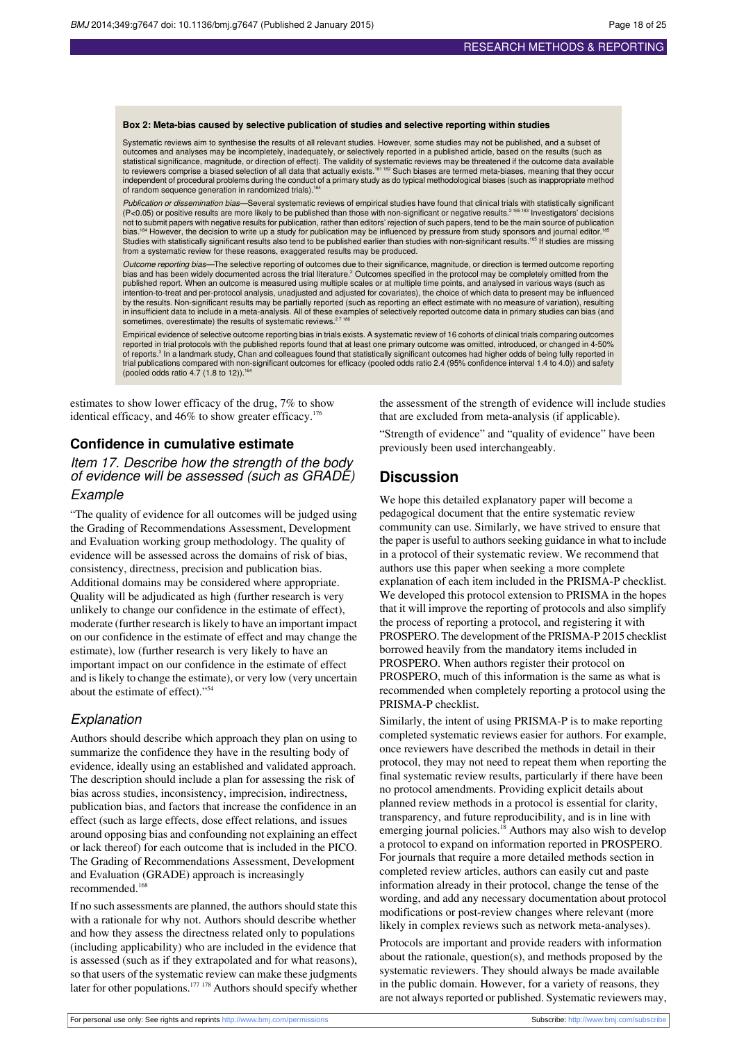**Box 2: Meta-bias caused by selective publication of studies and selective reporting within studies**

Systematic reviews aim to synthesise the results of all relevant studies. However, some studies may not be published, and a subset of outcomes and analyses may be incompletely, inadequately, or selectively reported in a published article, based on the results (such as statistical significance, magnitude, or direction of effect). The validity of systematic reviews may be threatened if the outcome data available to reviewers comprise a biased selection of all data that actually exists.[181 182] Such biases are termed meta-biases, meaning that they occur independent of procedural problems during the conduct of a primary study as do typical methodological biases (such as inappropriate method of random sequence generation in randomized trials).[164]

*Publication or dissemination bias*—Several systematic reviews of empirical studies have found that clinical trials with statistically significant ($P<0.05$) or positive results are more likely to be published than those with non-significant or negative results.[2 165 183] Investigators' decisions not to submit papers with negative results for publication, rather than editors' rejection of such papers, tend to be the main source of publication bias.[184] However, the decision to write up a study for publication may be influenced by pressure from study sponsors and journal editor.[185] Studies with statistically significant results also tend to be published earlier than studies with non-significant results.[165] If studies are missing from a systematic review for these reasons, exaggerated results may be produced.

*Outcome reporting bias*—The selective reporting of outcomes due to their significance, magnitude, or direction is termed outcome reporting bias and has been widely documented across the trial literature.[2] Outcomes specified in the protocol may be completely omitted from the published report. When an outcome is measured using multiple scales or at multiple time points, and analysed in various ways (such as intention-to-treat and per-protocol analysis, unadjusted and adjusted for covariates), the choice of which data to present may be influenced by the results. Non-significant results may be partially reported (such as reporting an effect estimate with no measure of variation), resulting in insufficient data to include in a meta-analysis. All of these examples of selectively reported outcome data in primary studies can bias (and sometimes, overestimate) the results of systematic reviews.[2 7 186]

Empirical evidence of selective outcome reporting bias in trials exists. A systematic review of 16 cohorts of clinical trials comparing outcomes reported in trial protocols with the published reports found that at least one primary outcome was omitted, introduced, or changed in 4-50% of reports.[3] In a landmark study, Chan and colleagues found that statistically significant outcomes had higher odds of being fully reported in trial publications compared with non-significant outcomes for efficacy (pooled odds ratio 2.4 (95% confidence interval 1.4 to 4.0)) and safety (pooled odds ratio 4.7 (1.8 to 12)).[164]

estimates to show lower efficacy of the drug, 7% to show identical efficacy, and 46% to show greater efficacy.[176]

## Confidence in cumulative estimate

### *Item 17. Describe how the strength of the body of evidence will be assessed (such as GRADE)*

### *Example*

"The quality of evidence for all outcomes will be judged using the Grading of Recommendations Assessment, Development and Evaluation working group methodology. The quality of evidence will be assessed across the domains of risk of bias, consistency, directness, precision and publication bias. Additional domains may be considered where appropriate. Quality will be adjudicated as high (further research is very unlikely to change our confidence in the estimate of effect), moderate (further research is likely to have an important impact on our confidence in the estimate of effect and may change the estimate), low (further research is very likely to have an important impact on our confidence in the estimate of effect and is likely to change the estimate), or very low (very uncertain about the estimate of effect)."[54]

### *Explanation*

Authors should describe which approach they plan on using to summarize the confidence they have in the resulting body of evidence, ideally using an established and validated approach. The description should include a plan for assessing the risk of bias across studies, inconsistency, imprecision, indirectness, publication bias, and factors that increase the confidence in an effect (such as large effects, dose effect relations, and issues around opposing bias and confounding not explaining an effect or lack thereof) for each outcome that is included in the PICO. The Grading of Recommendations Assessment, Development and Evaluation (GRADE) approach is increasingly recommended.[168]

If no such assessments are planned, the authors should state this with a rationale for why not. Authors should describe whether and how they assess the directness related only to populations (including applicability) who are included in the evidence that is assessed (such as if they extrapolated and for what reasons), so that users of the systematic review can make these judgments later for other populations.[177 178] Authors should specify whether the assessment of the strength of evidence will include studies that are excluded from meta-analysis (if applicable).

"Strength of evidence" and "quality of evidence" have been previously been used interchangeably.

## Discussion

We hope this detailed explanatory paper will become a pedagogical document that the entire systematic review community can use. Similarly, we have strived to ensure that the paper is useful to authors seeking guidance in what to include in a protocol of their systematic review. We recommend that authors use this paper when seeking a more complete explanation of each item included in the PRISMA-P checklist. We developed this protocol extension to PRISMA in the hopes that it will improve the reporting of protocols and also simplify the process of reporting a protocol, and registering it with PROSPERO. The development of the PRISMA-P 2015 checklist borrowed heavily from the mandatory items included in PROSPERO. When authors register their protocol on PROSPERO, much of this information is the same as what is recommended when completely reporting a protocol using the PRISMA-P checklist.

Similarly, the intent of using PRISMA-P is to make reporting completed systematic reviews easier for authors. For example, once reviewers have described the methods in detail in their protocol, they may not need to repeat them when reporting the final systematic review results, particularly if there have been no protocol amendments. Providing explicit details about planned review methods in a protocol is essential for clarity, transparency, and future reproducibility, and is in line with emerging journal policies.[18] Authors may also wish to develop a protocol to expand on information reported in PROSPERO. For journals that require a more detailed methods section in completed review articles, authors can easily cut and paste information already in their protocol, change the tense of the wording, and add any necessary documentation about protocol modifications or post-review changes where relevant (more likely in complex reviews such as network meta-analyses).

Protocols are important and provide readers with information about the rationale, question(s), and methods proposed by the systematic reviewers. They should always be made available in the public domain. However, for a variety of reasons, they are not always reported or published. Systematic reviewers may,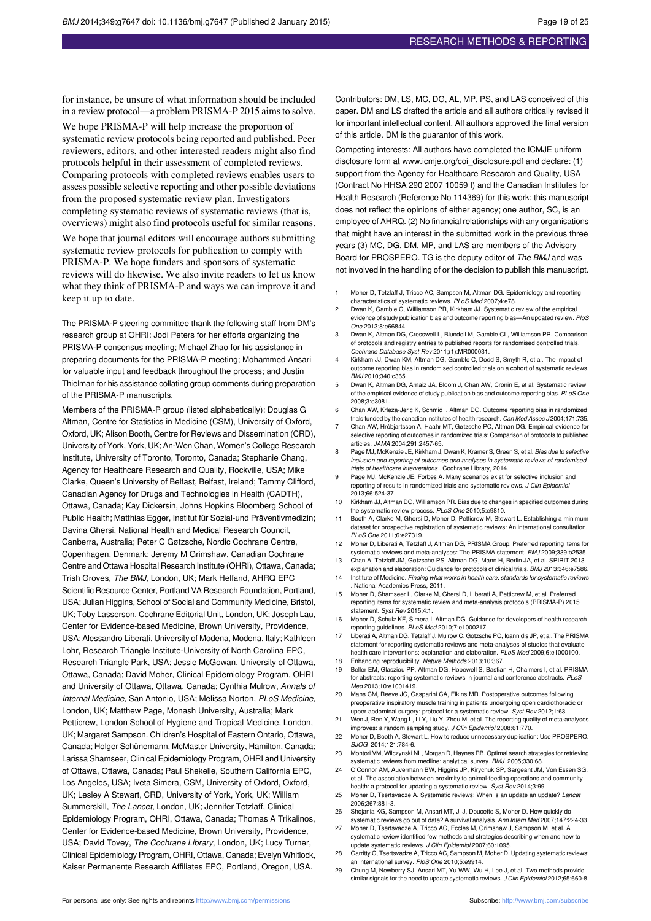for instance, be unsure of what information should be included in a review protocol—a problem PRISMA-P 2015 aims to solve.

We hope PRISMA-P will help increase the proportion of systematic review protocols being reported and published. Peer reviewers, editors, and other interested readers might also find protocols helpful in their assessment of completed reviews. Comparing protocols with completed reviews enables users to assess possible selective reporting and other possible deviations from the proposed systematic review plan. Investigators completing systematic reviews of systematic reviews (that is, overviews) might also find protocols useful for similar reasons.

We hope that journal editors will encourage authors submitting systematic review protocols for publication to comply with PRISMA-P. We hope funders and sponsors of systematic reviews will do likewise. We also invite readers to let us know what they think of PRISMA-P and ways we can improve it and keep it up to date.

The PRISMA-P steering committee thank the following staff from DM's research group at OHRI: Jodi Peters for her efforts organizing the PRISMA-P consensus meeting; Michael Zhao for his assistance in preparing documents for the PRISMA-P meeting; Mohammed Ansari for valuable input and feedback throughout the process; and Justin Thielman for his assistance collating group comments during preparation of the PRISMA-P manuscripts.

Members of the PRISMA-P group (listed alphabetically): Douglas G Altman, Centre for Statistics in Medicine (CSM), University of Oxford, Oxford, UK; Alison Booth, Centre for Reviews and Dissemination (CRD), University of York, York, UK; An-Wen Chan, Women's College Research Institute, University of Toronto, Toronto, Canada; Stephanie Chang, Agency for Healthcare Research and Quality, Rockville, USA; Mike Clarke, Queen's University of Belfast, Belfast, Ireland; Tammy Clifford, Canadian Agency for Drugs and Technologies in Health (CADTH), Ottawa, Canada; Kay Dickersin, Johns Hopkins Bloomberg School of Public Health; Matthias Egger, Institut für Sozial-und Präventivmedizin; Davina Ghersi, National Health and Medical Research Council, Canberra, Australia; Peter C Gøtzsche, Nordic Cochrane Centre, Copenhagen, Denmark; Jeremy M Grimshaw, Canadian Cochrane Centre and Ottawa Hospital Research Institute (OHRI), Ottawa, Canada; Trish Groves, *The BMJ*, London, UK; Mark Helfand, AHRQ EPC Scientific Resource Center, Portland VA Research Foundation, Portland, USA; Julian Higgins, School of Social and Community Medicine, Bristol, UK; Toby Lasserson, Cochrane Editorial Unit, London, UK; Joseph Lau, Center for Evidence-based Medicine, Brown University, Providence, USA; Alessandro Liberati, University of Modena, Modena, Italy; Kathleen Lohr, Research Triangle Institute-University of North Carolina EPC, Research Triangle Park, USA; Jessie McGowan, University of Ottawa, Ottawa, Canada; David Moher, Clinical Epidemiology Program, OHRI and University of Ottawa, Ottawa, Canada; Cynthia Mulrow, *Annals of Internal Medicine*, San Antonio, USA; Melissa Norton, *PLoS Medicine*, London, UK; Matthew Page, Monash University, Australia; Mark Petticrew, London School of Hygiene and Tropical Medicine, London, UK; Margaret Sampson. Children's Hospital of Eastern Ontario, Ottawa, Canada; Holger Schünemann, McMaster University, Hamilton, Canada; Larissa Shamseer, Clinical Epidemiology Program, OHRI and University of Ottawa, Ottawa, Canada; Paul Shekelle, Southern California EPC, Los Angeles, USA; Iveta Simera, CSM, University of Oxford, Oxford, UK; Lesley A Stewart, CRD, University of York, York, UK; William Summerskill, *The Lancet*, London, UK; Jennifer Tetzlaff, Clinical Epidemiology Program, OHRI, Ottawa, Canada; Thomas A Trikalinos, Center for Evidence-based Medicine, Brown University, Providence, USA; David Tovey, *The Cochrane Library*, London, UK; Lucy Turner, Clinical Epidemiology Program, OHRI, Ottawa, Canada; Evelyn Whitlock, Kaiser Permanente Research Affiliates EPC, Portland, Oregon, USA.

Contributors: DM, LS, MC, DG, AL, MP, PS, and LAS conceived of this paper. DM and LS drafted the article and all authors critically revised it for important intellectual content. All authors approved the final version of this article. DM is the guarantor of this work.

Competing interests: All authors have completed the ICMJE uniform disclosure form at www.icmje.org/coi_disclosure.pdf and declare: (1) support from the Agency for Healthcare Research and Quality, USA (Contract No HHSA 290 2007 10059 I) and the Canadian Institutes for Health Research (Reference No 114369) for this work; this manuscript does not reflect the opinions of either agency; one author, SC, is an employee of AHRQ. (2) No financial relationships with any organisations that might have an interest in the submitted work in the previous three years (3) MC, DG, DM, MP, and LAS are members of the Advisory Board for PROSPERO. TG is the deputy editor of *The BMJ* and was not involved in the handling of or the decision to publish this manuscript.

1. Moher D, Tetzlaff J, Tricco AC, Sampson M, Altman DG. Epidemiology and reporting characteristics of systematic reviews. *PLoS Med* 2007;4:e78.
2. Dwan K, Gamble C, Williamson PR, Kirkham JJ. Systematic review of the empirical evidence of study publication bias and outcome reporting bias—An updated review. *PloS One* 2013;8:e66844.
3. Dwan K, Altman DG, Cresswell L, Blundell M, Gamble CL, Williamson PR. Comparison of protocols and registry entries to published reports for randomised controlled trials. *Cochrane Database Syst Rev* 2011;(1):MR000031.
4. Kirkham JJ, Dwan KM, Altman DG, Gamble C, Dodd S, Smyth R, et al. The impact of outcome reporting bias in randomised controlled trials on a cohort of systematic reviews. *BMJ* 2010;340:c365.
5. Dwan K, Altman DG, Arnaiz JA, Bloom J, Chan AW, Cronin E, et al. Systematic review of the empirical evidence of study publication bias and outcome reporting bias. *PLoS One* 2008;3:e3081.
6. Chan AW, Krleza-Jeric K, Schmid I, Altman DG. Outcome reporting bias in randomized trials funded by the canadian institutes of health research. *Can Med Assoc J* 2004;171:735.
7. Chan AW, Hróbjartsson A, Haahr MT, Gøtzsche PC, Altman DG. Empirical evidence for selective reporting of outcomes in randomized trials: Comparison of protocols to published articles. *JAMA* 2004;291:2457-65.
8. Page MJ, McKenzie JE, Kirkham J, Dwan K, Kramer S, Green S, et al. *Bias due to selective inclusion and reporting of outcomes and analyses in systematic reviews of randomised trials of healthcare interventions* . Cochrane Library, 2014.
9. Page MJ, McKenzie JE, Forbes A. Many scenarios exist for selective inclusion and reporting of results in randomized trials and systematic reviews. *J Clin Epidemiol* 2013;66:524-37.
10. Kirkham JJ, Altman DG, Williamson PR. Bias due to changes in specified outcomes during the systematic review process. *PLoS One* 2010;5:e9810.
11. Booth A, Clarke M, Ghersi D, Moher D, Petticrew M, Stewart L. Establishing a minimum dataset for prospective registration of systematic reviews: An international consultation. *PLoS One* 2011;6:e27319.
12. Moher D, Liberati A, Tetzlaff J, Altman DG, PRISMA Group. Preferred reporting items for systematic reviews and meta-analyses: The PRISMA statement. *BMJ* 2009;339:b2535.
13. Chan A, Tetzlaff JM, Gøtzsche PS, Altman DG, Mann H, Berlin JA, et al. SPIRIT 2013 explanation and elaboration: Guidance for protocols of clinical trials. *BMJ* 2013;346:e7586.
14. Institute of Medicine. *Finding what works in health care: standards for systematic reviews* . National Academies Press, 2011.
15. Moher D, Shamseer L, Clarke M, Ghersi D, Liberati A, Petticrew M, et al. Preferred reporting items for systematic review and meta-analysis protocols (PRISMA-P) 2015 statement. *Syst Rev* 2015;4:1.
16. Moher D, Schulz KF, Simera I, Altman DG. Guidance for developers of health research reporting guidelines. *PLoS Med* 2010;7:e1000217.
17. Liberati A, Altman DG, Tetzlaff J, Mulrow C, Gotzsche PC, Ioannidis JP, et al. The PRISMA statement for reporting systematic reviews and meta-analyses of studies that evaluate health care interventions: explanation and elaboration. *PLoS Med* 2009;6:e1000100.
18. Enhancing reproducibility. *Nature Methods* 2013;10:367.
19. Beller EM, Glasziou PP, Altman DG, Hopewell S, Bastian H, Chalmers I, et al. PRISMA for abstracts: reporting systematic reviews in journal and conference abstracts. *PLoS Med* 2013;10:e1001419.
20. Mans CM, Reeve JC, Gasparini CA, Elkins MR. Postoperative outcomes following preoperative inspiratory muscle training in patients undergoing open cardiothoracic or upper abdominal surgery: protocol for a systematic review. *Syst Rev* 2012;1:63.
21. Wen J, Ren Y, Wang L, Li Y, Liu Y, Zhou M, et al. The reporting quality of meta-analyses improves: a random sampling study. *J Clin Epidemiol* 2008;61:770.
22. Moher D, Booth A, Stewart L. How to reduce unnecessary duplication: Use PROSPERO. *BJOG* 2014;121:784-6.
23. Montori VM, Wilczynski NL, Morgan D, Haynes RB. Optimal search strategies for retrieving systematic reviews from medline: analytical survey. *BMJ* 2005;330:68.
24. O'Connor AM, Auvermann BW, Higgins JP, Kirychuk SP, Sargeant JM, Von Essen SG, et al. The association between proximity to animal-feeding operations and community health: a protocol for updating a systematic review. *Syst Rev* 2014;3:99.
25. Moher D, Tsertsvadze A. Systematic reviews: When is an update an update? *Lancet* 2006;367:881-3.
26. Shojania KG, Sampson M, Ansari MT, Ji J, Doucette S, Moher D. How quickly do systematic reviews go out of date? A survival analysis. *Ann Intern Med* 2007;147:224-33.
27. Moher D, Tsertsvadze A, Tricco AC, Eccles M, Grimshaw J, Sampson M, et al. A systematic review identified few methods and strategies describing when and how to update systematic reviews. *J Clin Epidemiol* 2007;60:1095.
28. Garritty C, Tsertsvadze A, Tricco AC, Sampson M, Moher D. Updating systematic reviews: an international survey. *PloS One* 2010;5:e9914.
29. Chung M, Newberry SJ, Ansari MT, Yu WW, Wu H, Lee J, et al. Two methods provide similar signals for the need to update systematic reviews. *J Clin Epidemiol* 2012;65:660-8.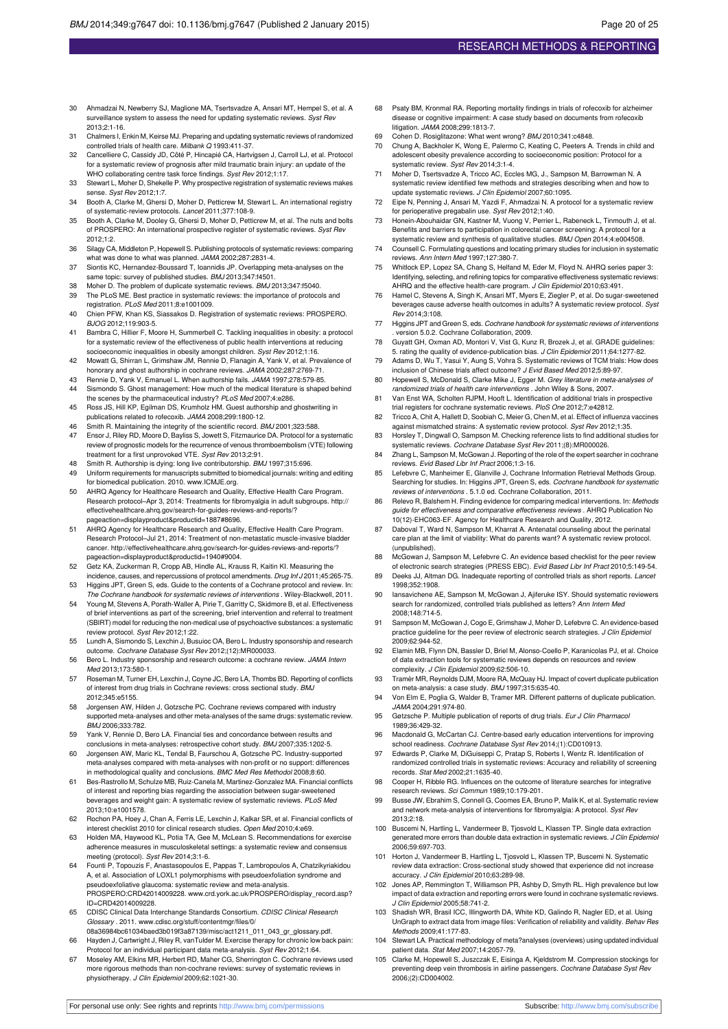30 Ahmadzai N, Newberry SJ, Maglione MA, Tsertsvadze A, Ansari MT, Hempel S, et al. A surveillance system to assess the need for updating systematic reviews. *Syst Rev* 2013;2:1-16.
31 Chalmers I, Enkin M, Keirse MJ. Preparing and updating systematic reviews of randomized controlled trials of health care. *Milbank Q* 1993:411-37.
32 Cancelliere C, Cassidy JD, Côté P, Hincapié CA, Hartvigsen J, Carroll LJ, et al. Protocol for a systematic review of prognosis after mild traumatic brain injury: an update of the WHO collaborating centre task force findings. *Syst Rev* 2012;1:17.
33 Stewart L, Moher D, Shekelle P. Why prospective registration of systematic reviews makes sense. *Syst Rev* 2012;1:7.
34 Booth A, Clarke M, Ghersi D, Moher D, Petticrew M, Stewart L. An international registry of systematic-review protocols. *Lancet* 2011;377:108-9.
35 Booth A, Clarke M, Dooley G, Ghersi D, Moher D, Petticrew M, et al. The nuts and bolts of PROSPERO: An international prospective register of systematic reviews. *Syst Rev* 2012;1:2.
36 Silagy CA, Middleton P, Hopewell S. Publishing protocols of systematic reviews: comparing what was done to what was planned. *JAMA* 2002;287:2831-4.
37 Siontis KC, Hernandez-Boussard T, Ioannidis JP. Overlapping meta-analyses on the same topic: survey of published studies. *BMJ* 2013;347:f4501.
38 Moher D. The problem of duplicate systematic reviews. *BMJ* 2013;347:f5040.
39 The PLoS ME. Best practice in systematic reviews: the importance of protocols and registration. *PLoS Med* 2011;8:e1001009.
40 Chien PFW, Khan KS, Siassakos D. Registration of systematic reviews: PROSPERO. *BJOG* 2012;119:903-5.
41 Bambra C, Hillier F, Moore H, Summerbell C. Tackling inequalities in obesity: a protocol for a systematic review of the effectiveness of public health interventions at reducing socioeconomic inequalities in obesity amongst children. *Syst Rev* 2012;1:16.
42 Mowatt G, Shirran L, Grimshaw JM, Rennie D, Flanagin A, Yank V, et al. Prevalence of honorary and ghost authorship in cochrane reviews. *JAMA* 2002;287:2769-71.
43 Rennie D, Yank V, Emanuel L. When authorship fails. *JAMA* 1997;278:579-85.
44 Sismondo S. Ghost management: How much of the medical literature is shaped behind the scenes by the pharmaceutical industry? *PLoS Med* 2007;4:e286.
45 Ross JS, Hill KP, Egilman DS, Krumholz HM. Guest authorship and ghostwriting in publications related to rofecoxib. *JAMA* 2008;299:1800-12.
46 Smith R. Maintaining the integrity of the scientific record. *BMJ* 2001;323:588.
47 Ensor J, Riley RD, Moore D, Bayliss S, Jowett S, Fitzmaurice DA. Protocol for a systematic review of prognostic models for the recurrence of venous thromboembolism (VTE) following treatment for a first unprovoked VTE. *Syst Rev* 2013;2:91.
48 Smith R. Authorship is dying: long live contributorship. *BMJ* 1997;315:696.
49 Uniform requirements for manuscripts submitted to biomedical journals: writing and editing for biomedical publication. 2010. www.ICMJE.org.
50 AHRQ Agency for Healthcare Research and Quality, Effective Health Care Program. Research protocol–Apr 3, 2014: Treatments for fibromyalgia in adult subgroups. http://effectivehealthcare.ahrq.gov/search-for-guides-reviews-and-reports/?pageaction=displayproduct&productid=1887#8696.
51 AHRQ Agency for Healthcare Research and Quality, Effective Health Care Program. Research Protocol–Jul 21, 2014: Treatment of non-metastatic muscle-invasive bladder cancer. http://effectivehealthcare.ahrq.gov/search-for-guides-reviews-and-reports/?pageaction=displayproduct&productid=1940#9004.
52 Getz KA, Zuckerman R, Cropp AB, Hindle AL, Krauss R, Kaitin KI. Measuring the incidence, causes, and repercussions of protocol amendments. *Drug Inf J* 2011;45:265-75.
53 Higgins JPT, Green S, eds. Guide to the contents of a Cochrane protocol and review. In: *The Cochrane handbook for systematic reviews of interventions* . Wiley-Blackwell, 2011.
54 Young M, Stevens A, Porath-Waller A, Pirie T, Garritty C, Skidmore B, et al. Effectiveness of brief interventions as part of the screening, brief intervention and referral to treatment (SBIRT) model for reducing the non-medical use of psychoactive substances: a systematic review protocol. *Syst Rev* 2012;1:22.
55 Lundh A, Sismondo S, Lexchin J, Busuioc OA, Bero L. Industry sponsorship and research outcome. *Cochrane Database Syst Rev* 2012;(12):MR000033.
56 Bero L. Industry sponsorship and research outcome: a cochrane review. *JAMA Intern Med* 2013;173:580-1.
57 Roseman M, Turner EH, Lexchin J, Coyne JC, Bero LA, Thombs BD. Reporting of conflicts of interest from drug trials in Cochrane reviews: cross sectional study. *BMJ* 2012;345:e5155.
58 Jorgensen AW, Hilden J, Gotzsche PC. Cochrane reviews compared with industry supported meta-analyses and other meta-analyses of the same drugs: systematic review. *BMJ* 2006;333:782.
59 Yank V, Rennie D, Bero LA. Financial ties and concordance between results and conclusions in meta-analyses: retrospective cohort study. *BMJ* 2007;335:1202-5.
60 Jorgensen AW, Maric KL, Tendal B, Faurschou A, Gotzsche PC. Industry-supported meta-analyses compared with meta-analyses with non-profit or no support: differences in methodological quality and conclusions. *BMC Med Res Methodol* 2008;8:60.
61 Bes-Rastrollo M, Schulze MB, Ruiz-Canela M, Martinez-Gonzalez MA. Financial conflicts of interest and reporting bias regarding the association between sugar-sweetened beverages and weight gain: A systematic review of systematic reviews. *PLoS Med* 2013;10:e1001578.
62 Rochon PA, Hoey J, Chan A, Ferris LE, Lexchin J, Kalkar SR, et al. Financial conflicts of interest checklist 2010 for clinical research studies. *Open Med* 2010;4:e69.
63 Holden MA, Haywood KL, Potia TA, Gee M, McLean S. Recommendations for exercise adherence measures in musculoskeletal settings: a systematic review and consensus meeting (protocol). *Syst Rev* 2014;3:1-6.
64 Founti P, Topouzis F, Anastasopoulos E, Pappas T, Lambropoulos A, Chatzikyriakidou A, et al. Association of LOXL1 polymorphisms with pseudoexfoliation syndrome and pseudoexfoliative glaucoma: systematic review and meta-analysis. PROSPERO:CRD42014009228. www.crd.york.ac.uk/PROSPERO/display_record.asp?ID=CRD42014009228.
65 CDISC Clinical Data Interchange Standards Consortium. *CDISC Clinical Research Glossary* . 2011. www.cdisc.org/stuff/contentmgr/files/0/08a36984bc61034baed3b019f3a87139/misc/act1211_011_043_gr_glossary.pdf.
66 Hayden J, Cartwright J, Riley R, vanTulder M. Exercise therapy for chronic low back pain: Protocol for an individual participant data meta-analysis. *Syst Rev* 2012;1:64.
67 Moseley AM, Elkins MR, Herbert RD, Maher CG, Sherrington C. Cochrane reviews used more rigorous methods than non-cochrane reviews: survey of systematic reviews in physiotherapy. *J Clin Epidemiol* 2009;62:1021-30.
68 Psaty BM, Kronmal RA. Reporting mortality findings in trials of rofecoxib for alzheimer disease or cognitive impairment: A case study based on documents from rofecoxib litigation. *JAMA* 2008;299:1813-7.
69 Cohen D. Rosiglitazone: What went wrong? *BMJ* 2010;341:c4848.
70 Chung A, Backholer K, Wong E, Palermo C, Keating C, Peeters A. Trends in child and adolescent obesity prevalence according to socioeconomic position: Protocol for a systematic review. *Syst Rev* 2014;3:1-4.
71 Moher D, Tsertsvadze A, Tricco AC, Eccles MG, J., Sampson M, Barrowman N. A systematic review identified few methods and strategies describing when and how to update systematic reviews. *J Clin Epidemiol* 2007;60:1095.
72 Eipe N, Penning J, Ansari M, Yazdi F, Ahmadzai N. A protocol for a systematic review for perioperative pregabalin use. *Syst Rev* 2012;1:40.
73 Honein-Abouhaidar GN, Kastner M, Vuong V, Perrier L, Rabeneck L, Tinmouth J, et al. Benefits and barriers to participation in colorectal cancer screening: A protocol for a systematic review and synthesis of qualitative studies. *BMJ Open* 2014;4:e004508.
74 Counsell C. Formulating questions and locating primary studies for inclusion in systematic reviews. *Ann Intern Med* 1997;127:380-7.
75 Whitlock EP, Lopez SA, Chang S, Helfand M, Eder M, Floyd N. AHRQ series paper 3: Identifying, selecting, and refining topics for comparative effectiveness systematic reviews: AHRQ and the effective health-care program. *J Clin Epidemiol* 2010;63:491.
76 Hamel C, Stevens A, Singh K, Ansari MT, Myers E, Ziegler P, et al. Do sugar-sweetened beverages cause adverse health outcomes in adults? A systematic review protocol. *Syst Rev* 2014;3:108.
77 Higgins JPT and Green S, eds. *Cochrane handbook for systematic reviews of interventions* . version 5.0.2. Cochrane Collaboration, 2009.
78 Guyatt GH, Oxman AD, Montori V, Vist G, Kunz R, Brozek J, et al. GRADE guidelines: 5. rating the quality of evidence-publication bias. *J Clin Epidemiol* 2011;64:1277-82.
79 Adams D, Wu T, Yasui Y, Aung S, Vohra S. Systematic reviews of TCM trials: How does inclusion of Chinese trials affect outcome? *J Evid Based Med* 2012;5:89-97.
80 Hopewell S, McDonald S, Clarke Mike J, Egger M. *Grey literature in meta-analyses of randomized trials of health care interventions* . John Wiley & Sons, 2007.
81 Van Enst WA, Scholten RJPM, Hooft L. Identification of additional trials in prospective trial registers for cochrane systematic reviews. *PloS One* 2012;7:e42812.
82 Tricco A, Chit A, Hallett D, Soobiah C, Meier G, Chen M, et al. Effect of influenza vaccines against mismatched strains: A systematic review protocol. *Syst Rev* 2012;1:35.
83 Horsley T, Dingwall O, Sampson M. Checking reference lists to find additional studies for systematic reviews. *Cochrane Database Syst Rev* 2011;(8):MR000026.
84 Zhang L, Sampson M, McGowan J. Reporting of the role of the expert searcher in cochrane reviews. *Evid Based Libr Inf Pract* 2006;1:3-16.
85 Lefebvre C, Manheimer E, Glanville J, Cochrane Information Retrieval Methods Group. Searching for studies. In: Higgins JPT, Green S, eds. *Cochrane handbook for systematic reviews of interventions* . 5.1.0 ed. Cochrane Collaboration, 2011.
86 Relevo R, Balshem H. Finding evidence for comparing medical interventions. In: *Methods guide for effectiveness and comparative effectiveness reviews* . AHRQ Publication No 10(12)-EHC063-EF. Agency for Healthcare Research and Quality, 2012.
87 Daboval T, Ward N, Sampson M, Kharrat A. Antenatal counseling about the perinatal care plan at the limit of viability: What do parents want? A systematic review protocol. (unpublished).
88 McGowan J, Sampson M, Lefebvre C. An evidence based checklist for the peer review of electronic search strategies (PRESS EBC). *Evid Based Libr Inf Pract* 2010;5:149-54.
89 Deeks JJ, Altman DG. Inadequate reporting of controlled trials as short reports. *Lancet* 1998;352:1908.
90 Iansavichene AE, Sampson M, McGowan J, Ajiferuke ISY. Should systematic reviewers search for randomized, controlled trials published as letters? *Ann Intern Med* 2008;148:714-5.
91 Sampson M, McGowan J, Cogo E, Grimshaw J, Moher D, Lefebvre C. An evidence-based practice guideline for the peer review of electronic search strategies. *J Clin Epidemiol* 2009;62:944-52.
92 Elamin MB, Flynn DN, Bassler D, Briel M, Alonso-Coello P, Karanicolas PJ, et al. Choice of data extraction tools for systematic reviews depends on resources and review complexity. *J Clin Epidemiol* 2009;62:506-10.
93 Tramèr MR, Reynolds DJM, Moore RA, McQuay HJ. Impact of covert duplicate publication on meta-analysis: a case study. *BMJ* 1997;315:635-40.
94 Von Elm E, Poglia G, Walder B, Tramer MR. Different patterns of duplicate publication. *JAMA* 2004;291:974-80.
95 Gøtzsche P. Multiple publication of reports of drug trials. *Eur J Clin Pharmacol* 1989;36:429-32.
96 Macdonald G, McCartan CJ. Centre-based early education interventions for improving school readiness. *Cochrane Database Syst Rev* 2014;(1):CD010913.
97 Edwards P, Clarke M, DiGuiseppi C, Pratap S, Roberts I, Wentz R. Identification of randomized controlled trials in systematic reviews: Accuracy and reliability of screening records. *Stat Med* 2002;21:1635-40.
98 Cooper H, Ribble RG. Influences on the outcome of literature searches for integrative research reviews. *Sci Commun* 1989;10:179-201.
99 Busse JW, Ebrahim S, Connell G, Coomes EA, Bruno P, Malik K, et al. Systematic review and network meta-analysis of interventions for fibromyalgia: A protocol. *Syst Rev* 2013;2:18.
100 Buscemi N, Hartling L, Vandermeer B, Tjosvold L, Klassen TP. Single data extraction generated more errors than double data extraction in systematic reviews. *J Clin Epidemiol* 2006;59:697-703.
101 Horton J, Vandermeer B, Hartling L, Tjosvold L, Klassen TP, Buscemi N. Systematic review data extraction: Cross-sectional study showed that experience did not increase accuracy. *J Clin Epidemiol* 2010;63:289-98.
102 Jones AP, Remmington T, Williamson PR, Ashby D, Smyth RL. High prevalence but low impact of data extraction and reporting errors were found in cochrane systematic reviews. *J Clin Epidemiol* 2005;58:741-2.
103 Shadish WR, Brasil ICC, Illingworth DA, White KD, Galindo R, Nagler ED, et al. Using UnGraph to extract data from image files: Verification of reliability and validity. *Behav Res Methods* 2009;41:177-83.
104 Stewart LA. Practical methodology of meta?analyses (overviews) using updated individual patient data. *Stat Med* 2007;14:2057-79.
105 Clarke M, Hopewell S, Juszczak E, Eisinga A, Kjeldstrom M. Compression stockings for preventing deep vein thrombosis in airline passengers. *Cochrane Database Syst Rev* 2006;(2):CD004002.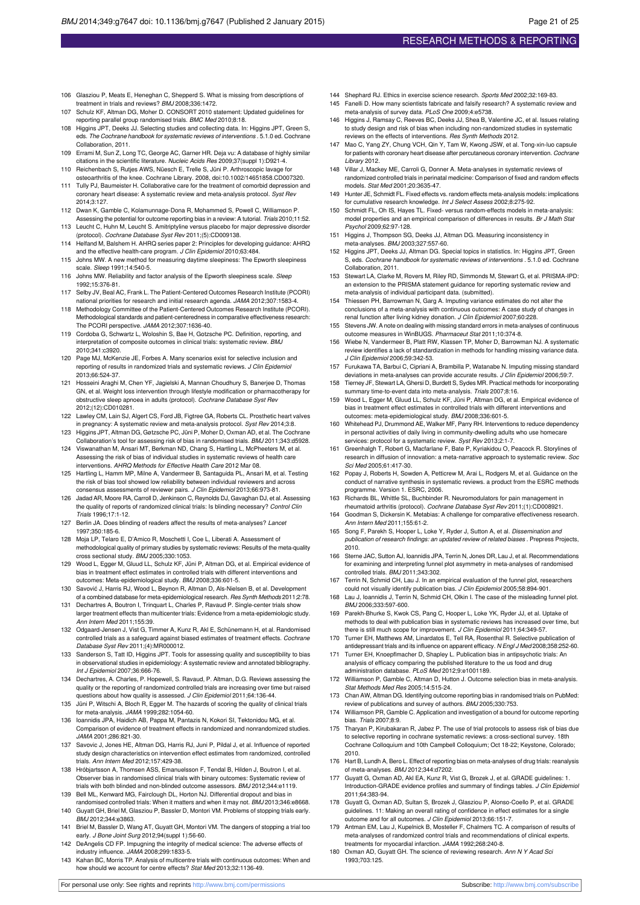106 Glasziou P, Meats E, Heneghan C, Shepperd S. What is missing from descriptions of treatment in trials and reviews? *BMJ* 2008;336:1472.

107 Schulz KF, Altman DG, Moher D. CONSORT 2010 statement: Updated guidelines for reporting parallel group randomised trials. *BMC Med* 2010;8:18.

108 Higgins JPT, Deeks JJ. Selecting studies and collecting data. In: Higgins JPT, Green S, eds. *The Cochrane handbook for systematic reviews of interventions* . 5.1.0 ed. Cochrane Collaboration, 2011.

109 Errami M, Sun Z, Long TC, George AC, Garner HR. Deja vu: A database of highly similar citations in the scientific literature. *Nucleic Acids Res* 2009;37(suppl 1):D921-4.

110 Reichenbach S, Rutjes AWS, Nüesch E, Trelle S, Jüni P. Arthroscopic lavage for osteoarthritis of the knee. Cochrane Library. 2008, doi:10.1002/14651858.CD007320.

111 Tully PJ, Baumeister H. Collaborative care for the treatment of comorbid depression and coronary heart disease: A systematic review and meta-analysis protocol. *Syst Rev* 2014;3:127.

112 Dwan K, Gamble C, Kolamunnage-Dona R, Mohammed S, Powell C, Williamson P. Assessing the potential for outcome reporting bias in a review: A tutorial. *Trials* 2010;11:52.

113 Leucht C, Huhn M, Leucht S. Amitriptyline versus placebo for major depressive disorder (protocol). *Cochrane Database Syst Rev* 2011;(5):CD009138.

114 Helfand M, Balshem H. AHRQ series paper 2: Principles for developing guidance: AHRQ and the effective health-care program. *J Clin Epidemiol* 2010;63:484.

115 Johns MW. A new method for measuring daytime sleepiness: The Epworth sleepiness scale. *Sleep* 1991;14:540-5.

116 Johns MW. Reliability and factor analysis of the Epworth sleepiness scale. *Sleep* 1992;15:376-81.

117 Selby JV, Beal AC, Frank L. The Patient-Centered Outcomes Research Institute (PCORI) national priorities for research and initial research agenda. *JAMA* 2012;307:1583-4.

118 Methodology Committee of the Patient-Centered Outcomes Research Institute (PCORI). Methodological standards and patient-centeredness in comparative effectiveness research: The PCORI perspective. *JAMA* 2012;307:1636-40.

119 Cordoba G, Schwartz L, Woloshin S, Bae H, Gotzsche PC. Definition, reporting, and interpretation of composite outcomes in clinical trials: systematic review. *BMJ* 2010;341:c3920.

120 Page MJ, McKenzie JE, Forbes A. Many scenarios exist for selective inclusion and reporting of results in randomized trials and systematic reviews. *J Clin Epidemiol* 2013;66:524-37.

121 Hosseini Araghi M, Chen YF, Jagielski A, Mannan Choudhury S, Banerjee D, Thomas GN, et al. Weight loss intervention through lifestyle modification or pharmacotherapy for obstructive sleep apnoea in adults (protocol). *Cochrane Database Syst Rev* 2012;(12):CD010281.

122 Lawley CM, Lain SJ, Algert CS, Ford JB, Figtree GA, Roberts CL. Prosthetic heart valves in pregnancy: A systematic review and meta-analysis protocol. *Syst Rev* 2014;3:8.

123 Higgins JPT, Altman DG, Gøtzsche PC, Jüni P, Moher D, Oxman AD, et al. The Cochrane Collaboration's tool for assessing risk of bias in randomised trials. *BMJ* 2011;343:d5928.

124 Viswanathan M, Ansari MT, Berkman ND, Chang S, Hartling L, McPheeters M, et al. Assessing the risk of bias of individual studies in systematic reviews of health care interventions. *AHRQ Methods for Effective Health Care* 2012 Mar 08.

125 Hartling L, Hamm MP, Milne A, Vandermeer B, Santaguida PL, Ansari M, et al. Testing the risk of bias tool showed low reliability between individual reviewers and across consensus assessments of reviewer pairs. *J Clin Epidemiol* 2013;66:973-81.

126 Jadad AR, Moore RA, Carroll D, Jenkinson C, Reynolds DJ, Gavaghan DJ, et al. Assessing the quality of reports of randomized clinical trials: Is blinding necessary? *Control Clin Trials* 1996;17:1-12.

127 Berlin JA. Does blinding of readers affect the results of meta-analyses? *Lancet* 1997;350:185-6.

128 Moja LP, Telaro E, D'Amico R, Moschetti I, Coe L, Liberati A. Assessment of methodological quality of primary studies by systematic reviews: Results of the meta-quality cross sectional study. *BMJ* 2005;330:1053.

129 Wood L, Egger M, Gluud LL, Schulz KF, Jüni P, Altman DG, et al. Empirical evidence of bias in treatment effect estimates in controlled trials with different interventions and outcomes: Meta-epidemiological study. *BMJ* 2008;336:601-5.

130 Savović J, Harris RJ, Wood L, Beynon R, Altman D, Als-Nielsen B, et al. Development of a combined database for meta-epidemiological research. *Res Synth Methods* 2011;2:78.

131 Dechartres A, Boutron I, Trinquart L, Charles P, Ravaud P. Single-center trials show larger treatment effects than multicenter trials: Evidence from a meta-epidemiologic study. *Ann Intern Med* 2011;155:39.

132 Odgaard-Jensen J, Vist G, Timmer A, Kunz R, Akl E, Schünemann H, et al. Randomised controlled trials as a safeguard against biased estimates of treatment effects. *Cochrane Database Syst Rev* 2011;(4):MR000012.

133 Sanderson S, Tatt ID, Higgins JPT. Tools for assessing quality and susceptibility to bias in observational studies in epidemiology: A systematic review and annotated bibliography. *Int J Epidemiol* 2007;36:666-76.

134 Dechartres A, Charles P, Hopewell, S. Ravaud, P. Altman, D.G. Reviews assessing the quality or the reporting of randomized controlled trials are increasing over time but raised questions about how quality is assessed. *J Clin Epidemiol* 2011;64:136-44.

135 Jüni P, Witschi A, Bloch R, Egger M. The hazards of scoring the quality of clinical trials for meta-analysis. *JAMA* 1999;282:1054-60.

136 Ioannidis JPA, Haidich AB, Pappa M, Pantazis N, Kokori SI, Tektonidou MG, et al. Comparison of evidence of treatment effects in randomized and nonrandomized studies. *JAMA* 2001;286:821-30.

137 Savovic J, Jones HE, Altman DG, Harris RJ, Juni P, Pildal J, et al. Influence of reported study design characteristics on intervention effect estimates from randomized, controlled trials. *Ann Intern Med* 2012;157:429-38.

138 Hróbjartsson A, Thomsen ASS, Emanuelsson F, Tendal B, Hilden J, Boutron I, et al. Observer bias in randomised clinical trials with binary outcomes: Systematic review of trials with both blinded and non-blinded outcome assessors. *BMJ* 2012;344:e1119.

139 Bell ML, Kenward MG, Fairclough DL, Horton NJ. Differential dropout and bias in randomised controlled trials: When it matters and when it may not. *BMJ* 2013;346:e8668.

140 Guyatt GH, Briel M, Glasziou P, Bassler D, Montori VM. Problems of stopping trials early. *BMJ* 2012;344:e3863.

141 Briel M, Bassler D, Wang AT, Guyatt GH, Montori VM. The dangers of stopping a trial too early. *J Bone Joint Surg* 2012;94(suppl 1):56-60.

142 DeAngelis CD FP. Impugning the integrity of medical science: The adverse effects of industry influence. *JAMA* 2008;299:1833-5.

143 Kahan BC, Morris TP. Analysis of multicentre trials with continuous outcomes: When and how should we account for centre effects? *Stat Med* 2013;32:1136-49.

144 Shephard RJ. Ethics in exercise science research. *Sports Med* 2002;32:169-83.

145 Fanelli D. How many scientists fabricate and falsify research? A systematic review and meta-analysis of survey data. *PLoS One* 2009;4:e5738.

146 Higgins J, Ramsay C, Reeves BC, Deeks JJ, Shea B, Valentine JC, et al. Issues relating to study design and risk of bias when including non-randomized studies in systematic reviews on the effects of interventions. *Res Synth Methods* 2012.

147 Mao C, Yang ZY, Chung VCH, Qin Y, Tam W, Kwong JSW, et al. Tong-xin-luo capsule for patients with coronary heart disease after percutaneous coronary intervention. *Cochrane Library* 2012.

148 Villar J, Mackey ME, Carroli G, Donner A. Meta-analyses in systematic reviews of randomized controlled trials in perinatal medicine: Comparison of fixed and random effects models. *Stat Med* 2001;20:3635-47.

149 Hunter JE, Schmidt FL. Fixed effects vs. random effects meta-analysis models: implications for cumulative research knowledge. *Int J Select Assess* 2002;8:275-92.

150 Schmidt FL, Oh IS, Hayes TL. Fixed- versus random-effects models in meta-analysis: model properties and an empirical comparison of differences in results. *Br J Math Stat Psychol* 2009;62:97-128.

151 Higgins J, Thompson SG, Deeks JJ, Altman DG. Measuring inconsistency in meta-analyses. *BMJ* 2003;327:557-60.

152 Higgins JPT, Deeks JJ, Altman DG. Special topics in statistics. In: Higgins JPT, Green S, eds. *Cochrane handbook for systematic reviews of interventions* . 5.1.0 ed. Cochrane Collaboration, 2011.

153 Stewart LA, Clarke M, Rovers M, Riley RD, Simmonds M, Stewart G, et al. PRISMA-IPD: an extension to the PRISMA statement guidance for reporting systematic review and meta-analysis of individual participant data. (submitted).

154 Thiessen PH, Barrowman N, Garg A. Imputing variance estimates do not alter the conclusions of a meta-analysis with continuous outcomes: A case study of changes in renal function after living kidney donation. *J Clin Epidemiol* 2007;60:228.

155 Stevens JW. A note on dealing with missing standard errors in meta-analyses of continuous outcome measures in WinBUGS. *Pharmaceut Stat* 2011;10:374-8.

156 Wiebe N, Vandermeer B, Platt RW, Klassen TP, Moher D, Barrowman NJ. A systematic review identifies a lack of standardization in methods for handling missing variance data. *J Clin Epidemiol* 2006;59:342-53.

157 Furukawa TA, Barbui C, Cipriani A, Brambilla P, Watanabe N. Imputing missing standard deviations in meta-analyses can provide accurate results. *J Clin Epidemiol* 2006;59:7.

158 Tierney JF, Stewart LA, Ghersi D, Burdett S, Sydes MR. Practical methods for incorporating summary time-to-event data into meta-analysis. *Trials* 2007;8:16.

159 Wood L, Egger M, Gluud LL, Schulz KF, Jüni P, Altman DG, et al. Empirical evidence of bias in treatment effect estimates in controlled trials with different interventions and outcomes: meta-epidemiological study. *BMJ* 2008;336:601-5.

160 Whitehead PJ, Drummond AE, Walker MF, Parry RH. Interventions to reduce dependency in personal activities of daily living in community-dwelling adults who use homecare services: protocol for a systematic review. *Syst Rev* 2013;2:1-7.

161 Greenhalgh T, Robert G, Macfarlane F, Bate P, Kyriakidou O, Peacock R. Storylines of research in diffusion of innovation: a meta-narrative approach to systematic review. *Soc Sci Med* 2005;61:417-30.

162 Popay J, Roberts H, Sowden A, Petticrew M, Arai L, Rodgers M, et al. Guidance on the conduct of narrative synthesis in systematic reviews. a product from the ESRC methods programme. Version 1. ESRC, 2006.

163 Richards BL, Whittle SL, Buchbinder R. Neuromodulators for pain management in rheumatoid arthritis (protocol). *Cochrane Database Syst Rev* 2011;(1):CD008921.

164 Goodman S, Dickersin K. Metabias: A challenge for comparative effectiveness research. *Ann Intern Med* 2011;155:61-2.

165 Song F, Parekh S, Hooper L, Loke Y, Ryder J, Sutton A, et al. *Dissemination and publication of research findings: an updated review of related biases* . Prepress Projects, 2010.

166 Sterne JAC, Sutton AJ, Ioannidis JPA, Terrin N, Jones DR, Lau J, et al. Recommendations for examining and interpreting funnel plot asymmetry in meta-analyses of randomised controlled trials. *BMJ* 2011;343:302.

167 Terrin N, Schmid CH, Lau J. In an empirical evaluation of the funnel plot, researchers could not visually identify publication bias. *J Clin Epidemiol* 2005;58:894-901.

168 Lau J, Ioannidis J, Terrin N, Schmid CH, Olkin I. The case of the misleading funnel plot. *BMJ* 2006;333:597-600.

169 Parekh-Bhurke S, Kwok CS, Pang C, Hooper L, Loke YK, Ryder JJ, et al. Uptake of methods to deal with publication bias in systematic reviews has increased over time, but there is still much scope for improvement. *J Clin Epidemiol* 2011;64:349-57.

170 Turner EH, Matthews AM, Linardatos E, Tell RA, Rosenthal R. Selective publication of antidepressant trials and its influence on apparent efficacy. *N Engl J Med* 2008;358:252-60.

171 Turner EH, Knoepflmacher D, Shapley L. Publication bias in antipsychotic trials: An analysis of efficacy comparing the published literature to the us food and drug administration database. *PLoS Med* 2012;9:e1001189.

172 Williamson P, Gamble C, Altman D, Hutton J. Outcome selection bias in meta-analysis. *Stat Methods Med Res* 2005;14:515-24.

173 Chan AW, Altman DG. Identifying outcome reporting bias in randomised trials on PubMed: review of publications and survey of authors. *BMJ* 2005;330:753.

174 Williamson PR, Gamble C. Application and investigation of a bound for outcome reporting bias. *Trials* 2007;8:9.

175 Tharyan P, Kirubakaran R, Jabez P. The use of trial protocols to assess risk of bias due to selective reporting in cochrane systematic reviews: a cross-sectional survey. 18th Cochrane Colloquium and 10th Campbell Colloquium; Oct 18-22; Keystone, Colorado; 2010.

176 Hart B, Lundh A, Bero L. Effect of reporting bias on meta-analyses of drug trials: reanalysis of meta-analyses. *BMJ* 2012;344:d7202.

177 Guyatt G, Oxman AD, Akl EA, Kunz R, Vist G, Brozek J, et al. GRADE guidelines: 1. Introduction-GRADE evidence profiles and summary of findings tables. *J Clin Epidemiol* 2011;64:383-94.

178 Guyatt G, Oxman AD, Sultan S, Brozek J, Glasziou P, Alonso-Coello P, et al. GRADE guidelines. 11: Making an overall rating of confidence in effect estimates for a single outcome and for all outcomes. *J Clin Epidemiol* 2013;66:151-7.

179 Antman EM, Lau J, Kupelnick B, Mosteller F, Chalmers TC. A comparison of results of meta-analyses of randomized control trials and recommendations of clinical experts. treatments for myocardial infarction. *JAMA* 1992;268:240-8.

180 Oxman AD, Guyatt GH. The science of reviewing research. *Ann N Y Acad Sci* 1993;703:125.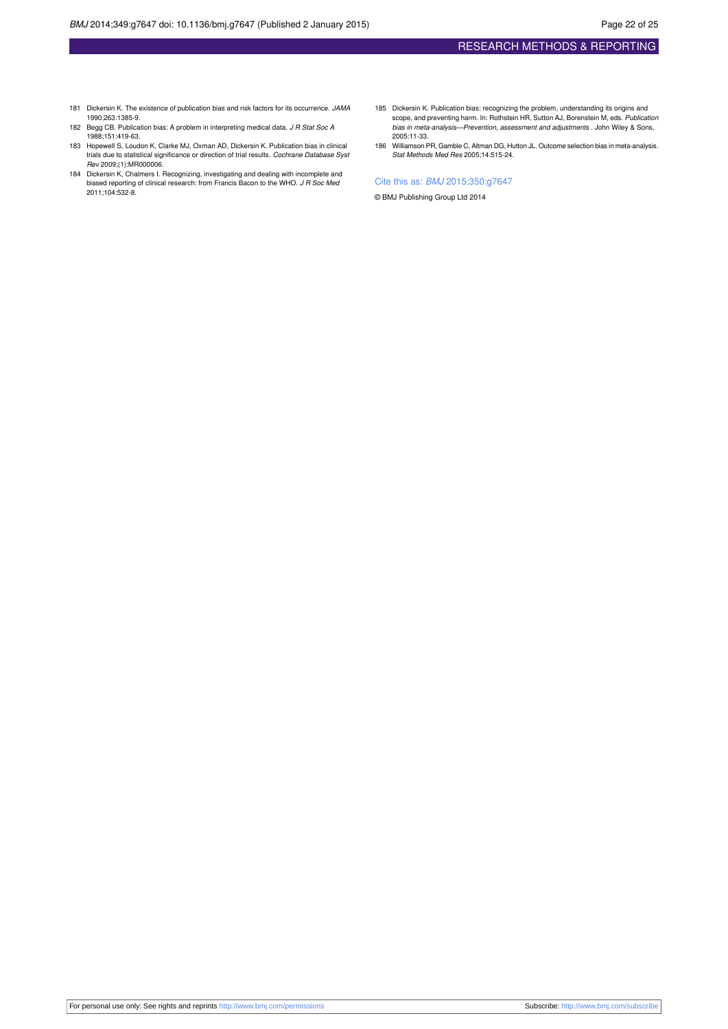181 Dickersin K. The existence of publication bias and risk factors for its occurrence. *JAMA* 1990;263:1385-9.

182 Begg CB. Publication bias: A problem in interpreting medical data. *J R Stat Soc A* 1988;151:419-63.

183 Hopewell S, Loudon K, Clarke MJ, Oxman AD, Dickersin K. Publication bias in clinical trials due to statistical significance or direction of trial results. *Cochrane Database Syst Rev* 2009;(1):MR000006.

184 Dickersin K, Chalmers I. Recognizing, investigating and dealing with incomplete and biased reporting of clinical research: from Francis Bacon to the WHO. *J R Soc Med* 2011;104:532-8.

185 Dickersin K. Publication bias: recognizing the problem, understanding its origins and scope, and preventing harm. In: Rothstein HR, Sutton AJ, Borenstein M, eds. *Publication bias in meta-analysis—Prevention, assessment and adjustments* . John Wiley & Sons, 2005:11-33.

186 Williamson PR, Gamble C, Altman DG, Hutton JL. Outcome selection bias in meta-analysis. *Stat Methods Med Res* 2005;14:515-24.

Cite this as: *BMJ* 2015;350:g7647

© BMJ Publishing Group Ltd 2014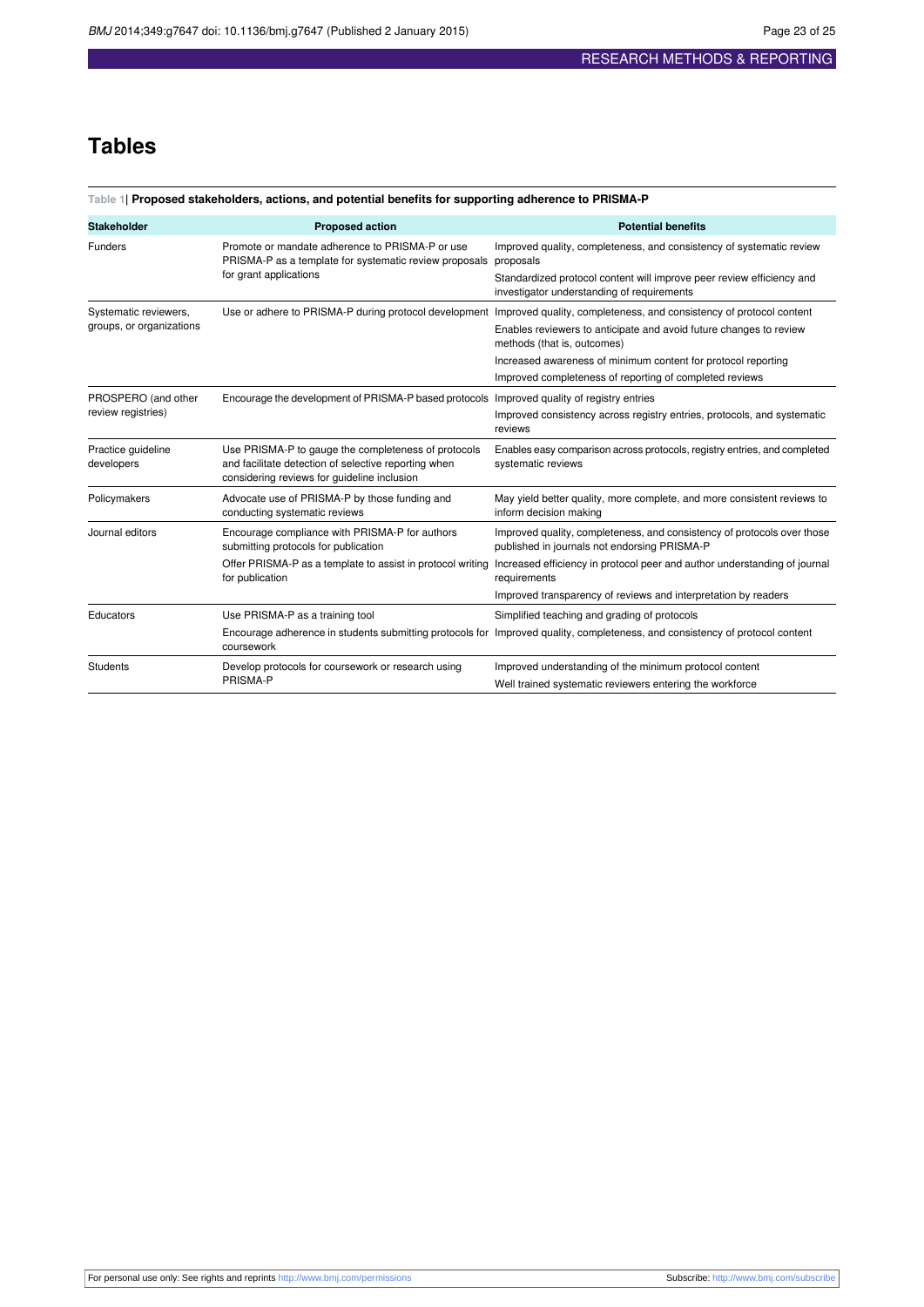# Tables

**Table 1| Proposed stakeholders, actions, and potential benefits for supporting adherence to PRISMA-P**

| Stakeholder | Proposed action | Potential benefits |
|---|---|---|
| Funders | Promote or mandate adherence to PRISMA-P or use PRISMA-P as a template for systematic review proposals for grant applications | Improved quality, completeness, and consistency of systematic review proposals |
| | | Standardized protocol content will improve peer review efficiency and investigator understanding of requirements |
| Systematic reviewers, groups, or organizations | Use or adhere to PRISMA-P during protocol development | Improved quality, completeness, and consistency of protocol content |
| | | Enables reviewers to anticipate and avoid future changes to review methods (that is, outcomes) |
| | | Increased awareness of minimum content for protocol reporting |
| | | Improved completeness of reporting of completed reviews |
| PROSPERO (and other review registries) | Encourage the development of PRISMA-P based protocols | Improved quality of registry entries |
| | | Improved consistency across registry entries, protocols, and systematic reviews |
| Practice guideline developers | Use PRISMA-P to gauge the completeness of protocols and facilitate detection of selective reporting when considering reviews for guideline inclusion | Enables easy comparison across protocols, registry entries, and completed systematic reviews |
| Policymakers | Advocate use of PRISMA-P by those funding and conducting systematic reviews | May yield better quality, more complete, and more consistent reviews to inform decision making |
| Journal editors | Encourage compliance with PRISMA-P for authors submitting protocols for publication | Improved quality, completeness, and consistency of protocols over those published in journals not endorsing PRISMA-P |
| | Offer PRISMA-P as a template to assist in protocol writing for publication | Increased efficiency in protocol peer and author understanding of journal requirements |
| | | Improved transparency of reviews and interpretation by readers |
| Educators | Use PRISMA-P as a training tool | Simplified teaching and grading of protocols |
| | Encourage adherence in students submitting protocols for coursework | Improved quality, completeness, and consistency of protocol content |
| Students | Develop protocols for coursework or research using PRISMA-P | Improved understanding of the minimum protocol content |
| | | Well trained systematic reviewers entering the workforce |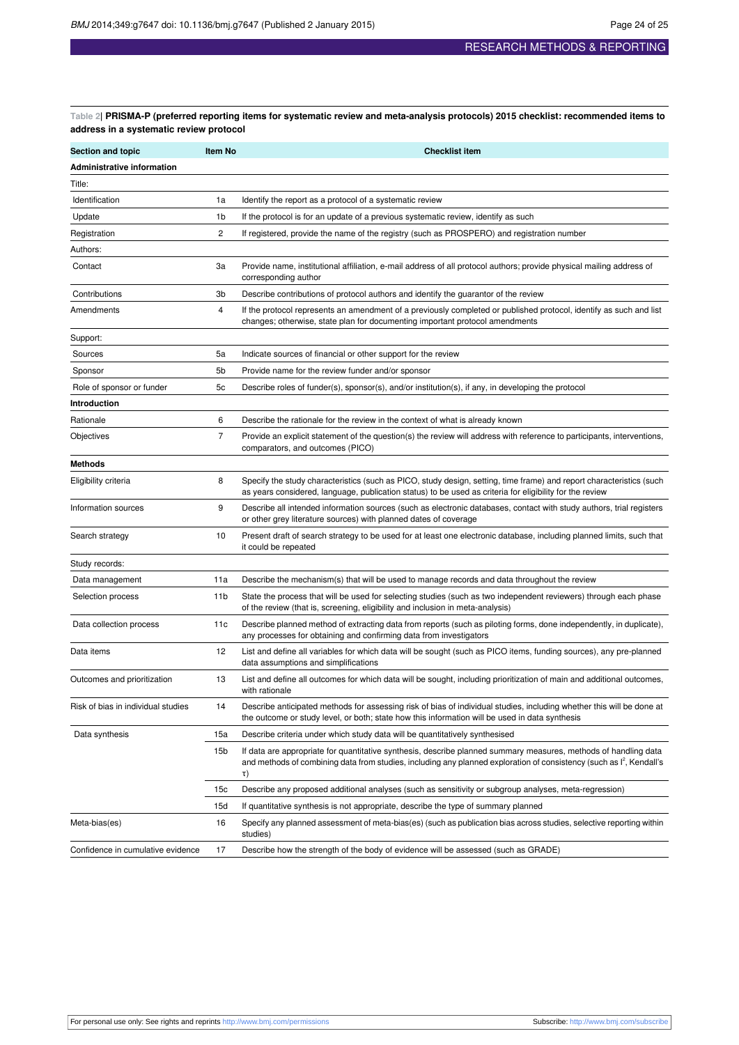**Table 2| PRISMA-P (preferred reporting items for systematic review and meta-analysis protocols) 2015 checklist: recommended items to address in a systematic review protocol**

| Section and topic | Item No | Checklist item |
|---|---|---|
| **Administrative information** | | |
| Title: | | |
| Identification | 1a | Identify the report as a protocol of a systematic review |
| Update | 1b | If the protocol is for an update of a previous systematic review, identify as such |
| Registration | 2 | If registered, provide the name of the registry (such as PROSPERO) and registration number |
| Authors: | | |
| Contact | 3a | Provide name, institutional affiliation, e-mail address of all protocol authors; provide physical mailing address of corresponding author |
| Contributions | 3b | Describe contributions of protocol authors and identify the guarantor of the review |
| Amendments | 4 | If the protocol represents an amendment of a previously completed or published protocol, identify as such and list changes; otherwise, state plan for documenting important protocol amendments |
| Support: | | |
| Sources | 5a | Indicate sources of financial or other support for the review |
| Sponsor | 5b | Provide name for the review funder and/or sponsor |
| Role of sponsor or funder | 5c | Describe roles of funder(s), sponsor(s), and/or institution(s), if any, in developing the protocol |
| **Introduction** | | |
| Rationale | 6 | Describe the rationale for the review in the context of what is already known |
| Objectives | 7 | Provide an explicit statement of the question(s) the review will address with reference to participants, interventions, comparators, and outcomes (PICO) |
| **Methods** | | |
| Eligibility criteria | 8 | Specify the study characteristics (such as PICO, study design, setting, time frame) and report characteristics (such as years considered, language, publication status) to be used as criteria for eligibility for the review |
| Information sources | 9 | Describe all intended information sources (such as electronic databases, contact with study authors, trial registers or other grey literature sources) with planned dates of coverage |
| Search strategy | 10 | Present draft of search strategy to be used for at least one electronic database, including planned limits, such that it could be repeated |
| Study records: | | |
| Data management | 11a | Describe the mechanism(s) that will be used to manage records and data throughout the review |
| Selection process | 11b | State the process that will be used for selecting studies (such as two independent reviewers) through each phase of the review (that is, screening, eligibility and inclusion in meta-analysis) |
| Data collection process | 11c | Describe planned method of extracting data from reports (such as piloting forms, done independently, in duplicate), any processes for obtaining and confirming data from investigators |
| Data items | 12 | List and define all variables for which data will be sought (such as PICO items, funding sources), any pre-planned data assumptions and simplifications |
| Outcomes and prioritization | 13 | List and define all outcomes for which data will be sought, including prioritization of main and additional outcomes, with rationale |
| Risk of bias in individual studies | 14 | Describe anticipated methods for assessing risk of bias of individual studies, including whether this will be done at the outcome or study level, or both; state how this information will be used in data synthesis |
| Data synthesis | 15a | Describe criteria under which study data will be quantitatively synthesised |
| | 15b | If data are appropriate for quantitative synthesis, describe planned summary measures, methods of handling data and methods of combining data from studies, including any planned exploration of consistency (such as $I^2$, Kendall's τ) |
| | 15c | Describe any proposed additional analyses (such as sensitivity or subgroup analyses, meta-regression) |
| | 15d | If quantitative synthesis is not appropriate, describe the type of summary planned |
| Meta-bias(es) | 16 | Specify any planned assessment of meta-bias(es) (such as publication bias across studies, selective reporting within studies) |
| Confidence in cumulative evidence | 17 | Describe how the strength of the body of evidence will be assessed (such as GRADE) |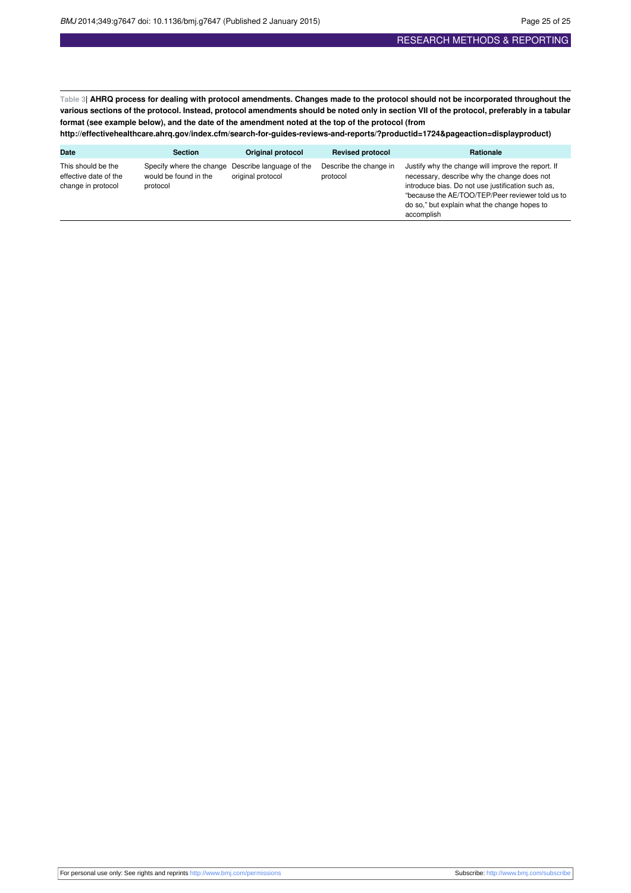**Table 3| AHRQ process for dealing with protocol amendments. Changes made to the protocol should not be incorporated throughout the various sections of the protocol. Instead, protocol amendments should be noted only in section VII of the protocol, preferably in a tabular format (see example below), and the date of the amendment noted at the top of the protocol (from http://effectivehealthcare.ahrq.gov/index.cfm/search-for-guides-reviews-and-reports/?productid=1724&pageaction=displayproduct)**

| Date | Section | Original protocol | Revised protocol | Rationale |
|---|---|---|---|---|
| This should be the effective date of the change in protocol | Specify where the change would be found in the protocol | Describe language of the original protocol | Describe the change in protocol | Justify why the change will improve the report. If necessary, describe why the change does not introduce bias. Do not use justification such as, "because the AE/TOO/TEP/Peer reviewer told us to do so," but explain what the change hopes to accomplish |